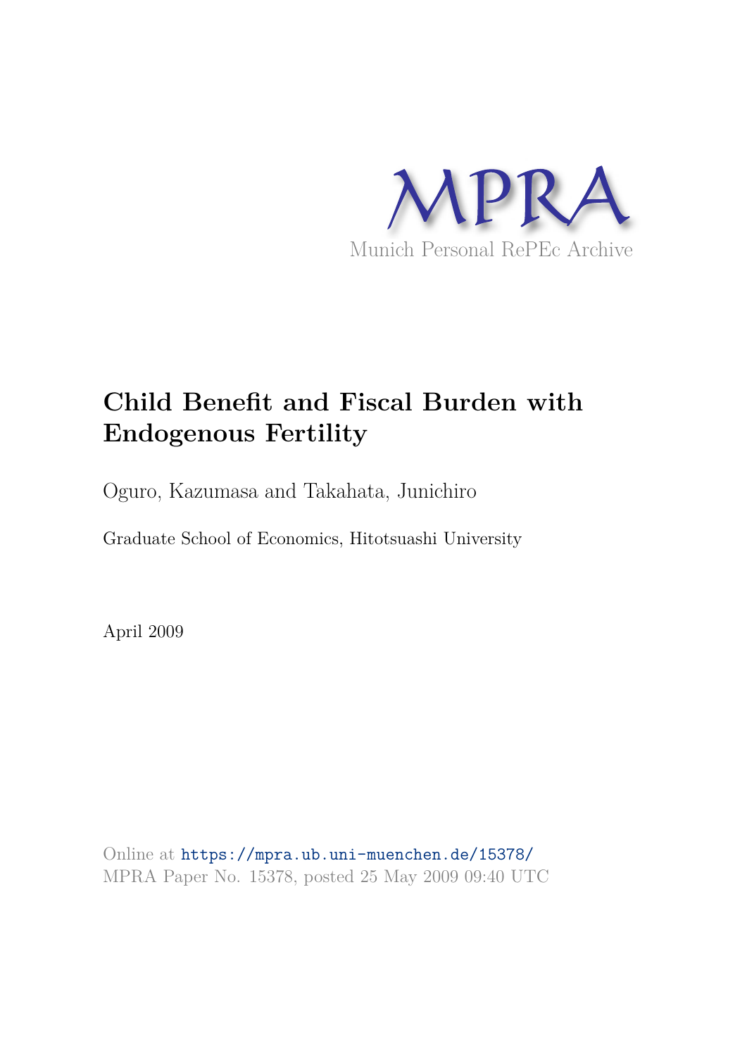MPRA

Munich Personal RePEc Archive

# Child Benefit and Fiscal Burden with Endogenous Fertility

Oguro, Kazumasa and Takahata, Junichiro

Graduate School of Economics, Hitotsuashi University

April 2009

Online at https://mpra.ub.uni-muenchen.de/15378/
MPRA Paper No. 15378, posted 25 May 2009 09:40 UTC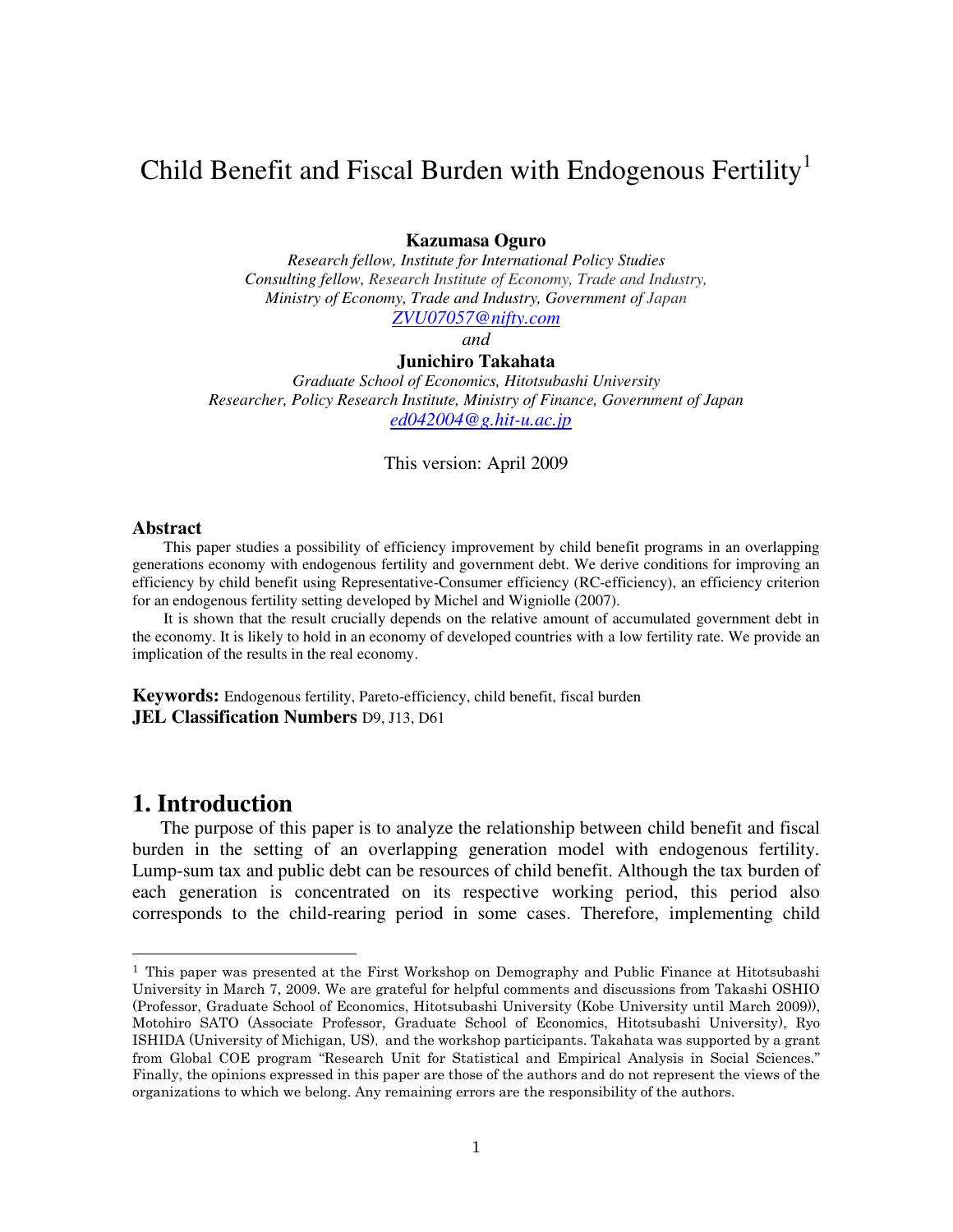# Child Benefit and Fiscal Burden with Endogenous Fertility[1]

**Kazumasa Oguro**

*Research fellow, Institute for International Policy Studies*
*Consulting fellow, Research Institute of Economy, Trade and Industry,*
*Ministry of Economy, Trade and Industry, Government of Japan*
*ZVU07057@nifty.com*

*and*

**Junichiro Takahata**

*Graduate School of Economics, Hitotsubashi University*
*Researcher, Policy Research Institute, Ministry of Finance, Government of Japan*
*ed042004@g.hit-u.ac.jp*

This version: April 2009

## Abstract

This paper studies a possibility of efficiency improvement by child benefit programs in an overlapping generations economy with endogenous fertility and government debt. We derive conditions for improving an efficiency by child benefit using Representative-Consumer efficiency (RC-efficiency), an efficiency criterion for an endogenous fertility setting developed by Michel and Wigniolle (2007).

It is shown that the result crucially depends on the relative amount of accumulated government debt in the economy. It is likely to hold in an economy of developed countries with a low fertility rate. We provide an implication of the results in the real economy.

**Keywords:** Endogenous fertility, Pareto-efficiency, child benefit, fiscal burden
**JEL Classification Numbers** D9, J13, D61

# 1. Introduction

The purpose of this paper is to analyze the relationship between child benefit and fiscal burden in the setting of an overlapping generation model with endogenous fertility. Lump-sum tax and public debt can be resources of child benefit. Although the tax burden of each generation is concentrated on its respective working period, this period also corresponds to the child-rearing period in some cases. Therefore, implementing child

---

[1] This paper was presented at the First Workshop on Demography and Public Finance at Hitotsubashi University in March 7, 2009. We are grateful for helpful comments and discussions from Takashi OSHIO (Professor, Graduate School of Economics, Hitotsubashi University (Kobe University until March 2009)), Motohiro SATO (Associate Professor, Graduate School of Economics, Hitotsubashi University), Ryo ISHIDA (University of Michigan, US), and the workshop participants. Takahata was supported by a grant from Global COE program "Research Unit for Statistical and Empirical Analysis in Social Sciences." Finally, the opinions expressed in this paper are those of the authors and do not represent the views of the organizations to which we belong. Any remaining errors are the responsibility of the authors.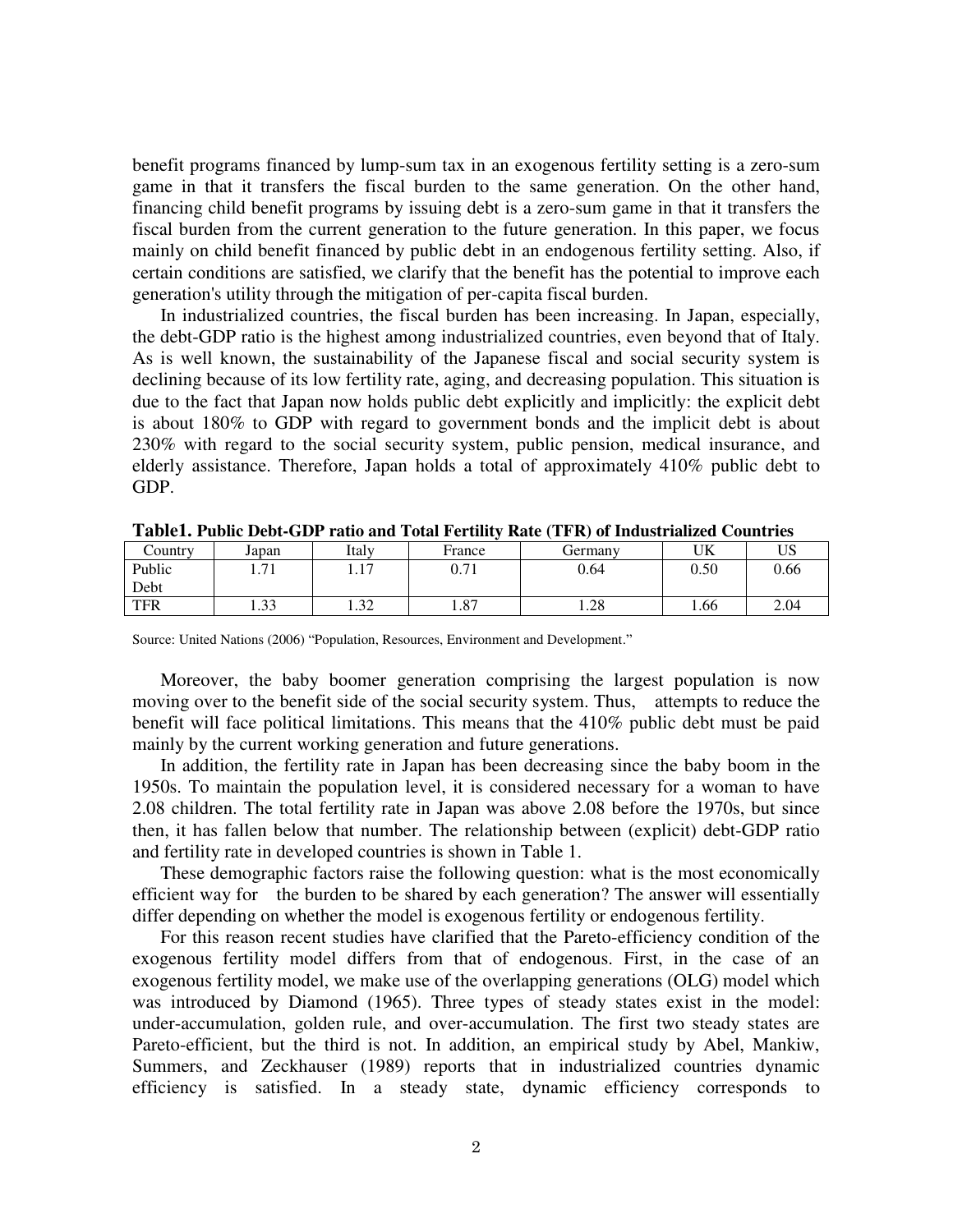benefit programs financed by lump-sum tax in an exogenous fertility setting is a zero-sum game in that it transfers the fiscal burden to the same generation. On the other hand, financing child benefit programs by issuing debt is a zero-sum game in that it transfers the fiscal burden from the current generation to the future generation. In this paper, we focus mainly on child benefit financed by public debt in an endogenous fertility setting. Also, if certain conditions are satisfied, we clarify that the benefit has the potential to improve each generation's utility through the mitigation of per-capita fiscal burden.

In industrialized countries, the fiscal burden has been increasing. In Japan, especially, the debt-GDP ratio is the highest among industrialized countries, even beyond that of Italy. As is well known, the sustainability of the Japanese fiscal and social security system is declining because of its low fertility rate, aging, and decreasing population. This situation is due to the fact that Japan now holds public debt explicitly and implicitly: the explicit debt is about 180% to GDP with regard to government bonds and the implicit debt is about 230% with regard to the social security system, public pension, medical insurance, and elderly assistance. Therefore, Japan holds a total of approximately 410% public debt to GDP.

**Table1. Public Debt-GDP ratio and Total Fertility Rate (TFR) of Industrialized Countries**

| Country | Japan | Italy | France | Germany | UK | US |
|---|---|---|---|---|---|---|
| Public Debt | 1.71 | 1.17 | 0.71 | 0.64 | 0.50 | 0.66 |
| TFR | 1.33 | 1.32 | 1.87 | 1.28 | 1.66 | 2.04 |

Source: United Nations (2006) "Population, Resources, Environment and Development."

Moreover, the baby boomer generation comprising the largest population is now moving over to the benefit side of the social security system. Thus, attempts to reduce the benefit will face political limitations. This means that the 410% public debt must be paid mainly by the current working generation and future generations.

In addition, the fertility rate in Japan has been decreasing since the baby boom in the 1950s. To maintain the population level, it is considered necessary for a woman to have 2.08 children. The total fertility rate in Japan was above 2.08 before the 1970s, but since then, it has fallen below that number. The relationship between (explicit) debt-GDP ratio and fertility rate in developed countries is shown in Table 1.

These demographic factors raise the following question: what is the most economically efficient way for the burden to be shared by each generation? The answer will essentially differ depending on whether the model is exogenous fertility or endogenous fertility.

For this reason recent studies have clarified that the Pareto-efficiency condition of the exogenous fertility model differs from that of endogenous. First, in the case of an exogenous fertility model, we make use of the overlapping generations (OLG) model which was introduced by Diamond (1965). Three types of steady states exist in the model: under-accumulation, golden rule, and over-accumulation. The first two steady states are Pareto-efficient, but the third is not. In addition, an empirical study by Abel, Mankiw, Summers, and Zeckhauser (1989) reports that in industrialized countries dynamic efficiency is satisfied. In a steady state, dynamic efficiency corresponds to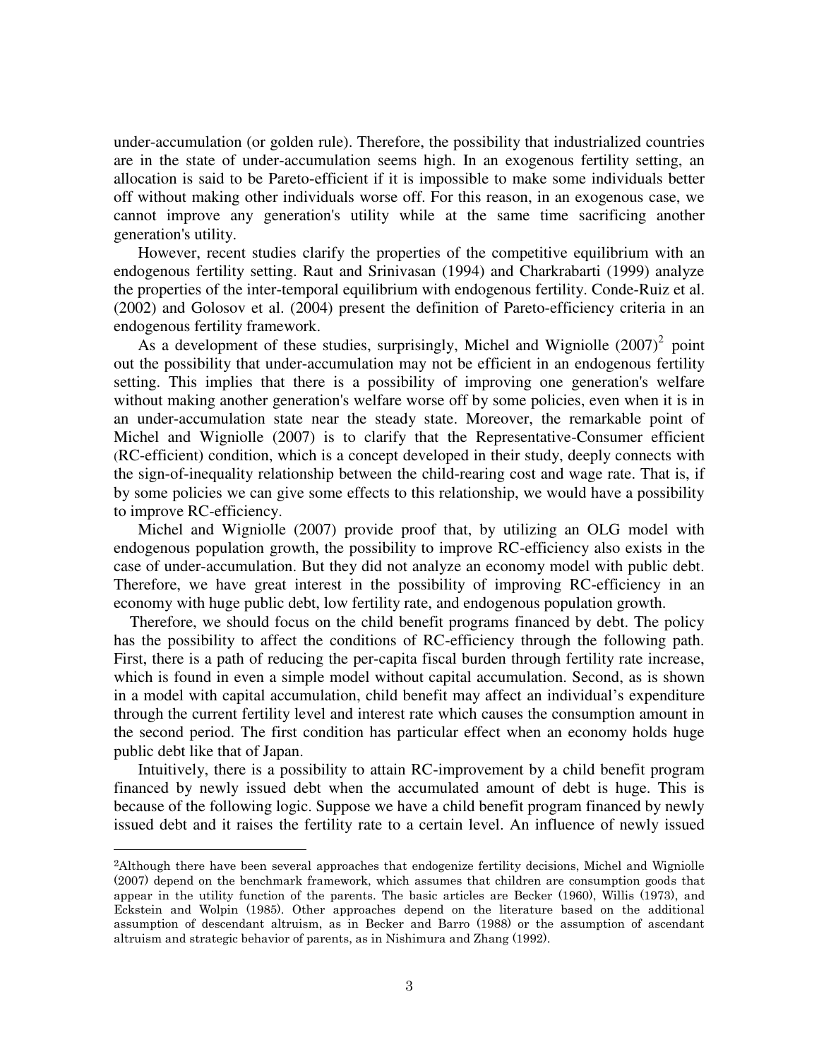under-accumulation (or golden rule). Therefore, the possibility that industrialized countries are in the state of under-accumulation seems high. In an exogenous fertility setting, an allocation is said to be Pareto-efficient if it is impossible to make some individuals better off without making other individuals worse off. For this reason, in an exogenous case, we cannot improve any generation's utility while at the same time sacrificing another generation's utility.

However, recent studies clarify the properties of the competitive equilibrium with an endogenous fertility setting. Raut and Srinivasan (1994) and Charkrabarti (1999) analyze the properties of the inter-temporal equilibrium with endogenous fertility. Conde-Ruiz et al. (2002) and Golosov et al. (2004) present the definition of Pareto-efficiency criteria in an endogenous fertility framework.

As a development of these studies, surprisingly, Michel and Wigniolle (2007)[2] point out the possibility that under-accumulation may not be efficient in an endogenous fertility setting. This implies that there is a possibility of improving one generation's welfare without making another generation's welfare worse off by some policies, even when it is in an under-accumulation state near the steady state. Moreover, the remarkable point of Michel and Wigniolle (2007) is to clarify that the Representative-Consumer efficient (RC-efficient) condition, which is a concept developed in their study, deeply connects with the sign-of-inequality relationship between the child-rearing cost and wage rate. That is, if by some policies we can give some effects to this relationship, we would have a possibility to improve RC-efficiency.

Michel and Wigniolle (2007) provide proof that, by utilizing an OLG model with endogenous population growth, the possibility to improve RC-efficiency also exists in the case of under-accumulation. But they did not analyze an economy model with public debt. Therefore, we have great interest in the possibility of improving RC-efficiency in an economy with huge public debt, low fertility rate, and endogenous population growth.

Therefore, we should focus on the child benefit programs financed by debt. The policy has the possibility to affect the conditions of RC-efficiency through the following path. First, there is a path of reducing the per-capita fiscal burden through fertility rate increase, which is found in even a simple model without capital accumulation. Second, as is shown in a model with capital accumulation, child benefit may affect an individual's expenditure through the current fertility level and interest rate which causes the consumption amount in the second period. The first condition has particular effect when an economy holds huge public debt like that of Japan.

Intuitively, there is a possibility to attain RC-improvement by a child benefit program financed by newly issued debt when the accumulated amount of debt is huge. This is because of the following logic. Suppose we have a child benefit program financed by newly issued debt and it raises the fertility rate to a certain level. An influence of newly issued

[2]Although there have been several approaches that endogenize fertility decisions, Michel and Wigniolle (2007) depend on the benchmark framework, which assumes that children are consumption goods that appear in the utility function of the parents. The basic articles are Becker (1960), Willis (1973), and Eckstein and Wolpin (1985). Other approaches depend on the literature based on the additional assumption of descendant altruism, as in Becker and Barro (1988) or the assumption of ascendant altruism and strategic behavior of parents, as in Nishimura and Zhang (1992).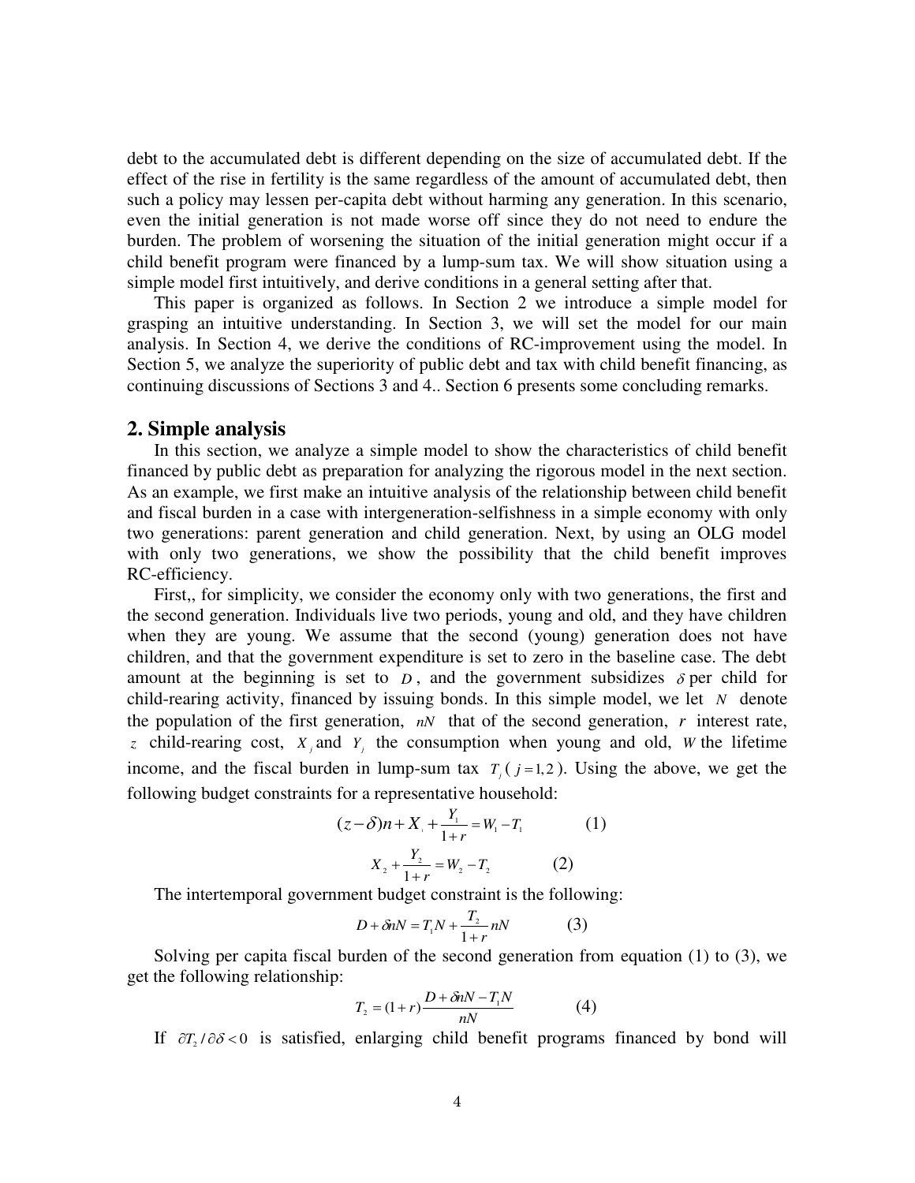debt to the accumulated debt is different depending on the size of accumulated debt. If the effect of the rise in fertility is the same regardless of the amount of accumulated debt, then such a policy may lessen per-capita debt without harming any generation. In this scenario, even the initial generation is not made worse off since they do not need to endure the burden. The problem of worsening the situation of the initial generation might occur if a child benefit program were financed by a lump-sum tax. We will show situation using a simple model first intuitively, and derive conditions in a general setting after that.

This paper is organized as follows. In Section 2 we introduce a simple model for grasping an intuitive understanding. In Section 3, we will set the model for our main analysis. In Section 4, we derive the conditions of RC-improvement using the model. In Section 5, we analyze the superiority of public debt and tax with child benefit financing, as continuing discussions of Sections 3 and 4.. Section 6 presents some concluding remarks.

## 2. Simple analysis

In this section, we analyze a simple model to show the characteristics of child benefit financed by public debt as preparation for analyzing the rigorous model in the next section. As an example, we first make an intuitive analysis of the relationship between child benefit and fiscal burden in a case with intergeneration-selfishness in a simple economy with only two generations: parent generation and child generation. Next, by using an OLG model with only two generations, we show the possibility that the child benefit improves RC-efficiency.

First,, for simplicity, we consider the economy only with two generations, the first and the second generation. Individuals live two periods, young and old, and they have children when they are young. We assume that the second (young) generation does not have children, and that the government expenditure is set to zero in the baseline case. The debt amount at the beginning is set to $D$, and the government subsidizes $\delta$ per child for child-rearing activity, financed by issuing bonds. In this simple model, we let $N$ denote the population of the first generation, $nN$ that of the second generation, $r$ interest rate, $z$ child-rearing cost, $X_j$ and $Y_j$ the consumption when young and old, $W$ the lifetime income, and the fiscal burden in lump-sum tax $T_j$ ($j = 1, 2$). Using the above, we get the following budget constraints for a representative household:

$$(z-\delta)n + X_1 + \frac{Y_1}{1+r} = W_1 - T_1 \qquad (1)$$

$$X_2 + \frac{Y_2}{1+r} = W_2 - T_2 \qquad (2)$$

The intertemporal government budget constraint is the following:

$$D + \delta nN = T_1 N + \frac{T_2}{1+r} nN \qquad (3)$$

Solving per capita fiscal burden of the second generation from equation (1) to (3), we get the following relationship:

$$T_2 = (1+r)\frac{D + \delta nN - T_1 N}{nN} \qquad (4)$$

If $\partial T_2 / \partial \delta < 0$ is satisfied, enlarging child benefit programs financed by bond will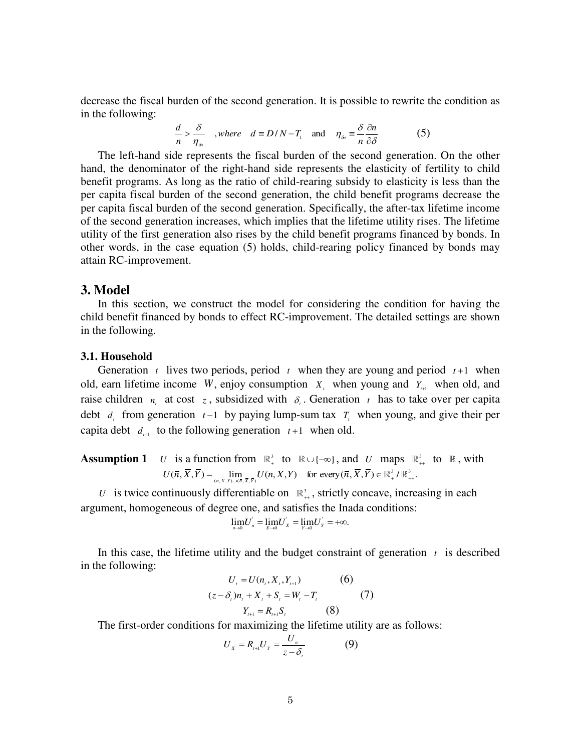decrease the fiscal burden of the second generation. It is possible to rewrite the condition as in the following:

$$\frac{d}{n} > \frac{\delta}{\eta_{\delta n}} \quad , where \quad d \equiv D/N - T_1 \quad \text{and} \quad \eta_{\delta n} \equiv \frac{\delta}{n}\frac{\partial n}{\partial \delta} \qquad (5)$$

The left-hand side represents the fiscal burden of the second generation. On the other hand, the denominator of the right-hand side represents the elasticity of fertility to child benefit programs. As long as the ratio of child-rearing subsidy to elasticity is less than the per capita fiscal burden of the second generation, the child benefit programs decrease the per capita fiscal burden of the second generation. Specifically, the after-tax lifetime income of the second generation increases, which implies that the lifetime utility rises. The lifetime utility of the first generation also rises by the child benefit programs financed by bonds. In other words, in the case equation (5) holds, child-rearing policy financed by bonds may attain RC-improvement.

## 3. Model

In this section, we construct the model for considering the condition for having the child benefit financed by bonds to effect RC-improvement. The detailed settings are shown in the following.

### 3.1. Household

Generation $t$ lives two periods, period $t$ when they are young and period $t+1$ when old, earn lifetime income $W$, enjoy consumption $X_t$ when young and $Y_{t+1}$ when old, and raise children $n_t$ at cost $z$, subsidized with $\delta_t$. Generation $t$ has to take over per capita debt $d_t$ from generation $t-1$ by paying lump-sum tax $T_t$ when young, and give their per capita debt $d_{t+1}$ to the following generation $t+1$ when old.

**Assumption 1** $U$ is a function from $\mathbb{R}^3_+$ to $\mathbb{R} \cup \{-\infty\}$, and $U$ maps $\mathbb{R}^3_{++}$ to $\mathbb{R}$, with

$$U(\bar{n}, \bar{X}, \bar{Y}) = \lim_{(n,X,Y)\to(\bar{n},\bar{X},\bar{Y})} U(n, X, Y) \quad \text{for every} (\bar{n}, \bar{X}, \bar{Y}) \in \mathbb{R}^3_+ / \mathbb{R}^3_{++}.$$

$U$ is twice continuously differentiable on $\mathbb{R}^3_{++}$, strictly concave, increasing in each argument, homogeneous of degree one, and satisfies the Inada conditions:

$$\lim_{n\to 0} U'_n = \lim_{X\to 0} U'_X = \lim_{Y\to 0} U'_Y = +\infty.$$

In this case, the lifetime utility and the budget constraint of generation $t$ is described in the following:

$$U_t = U(n_t, X_t, Y_{t+1}) \qquad (6)$$

$$(z - \delta_t)n_t + X_t + S_t = W_t - T_t \qquad (7)$$

$$Y_{t+1} = R_{t+1} S_t \qquad (8)$$

The first-order conditions for maximizing the lifetime utility are as follows:

$$U_X = R_{t+1} U_Y = \frac{U_n}{z - \delta_t} \qquad (9)$$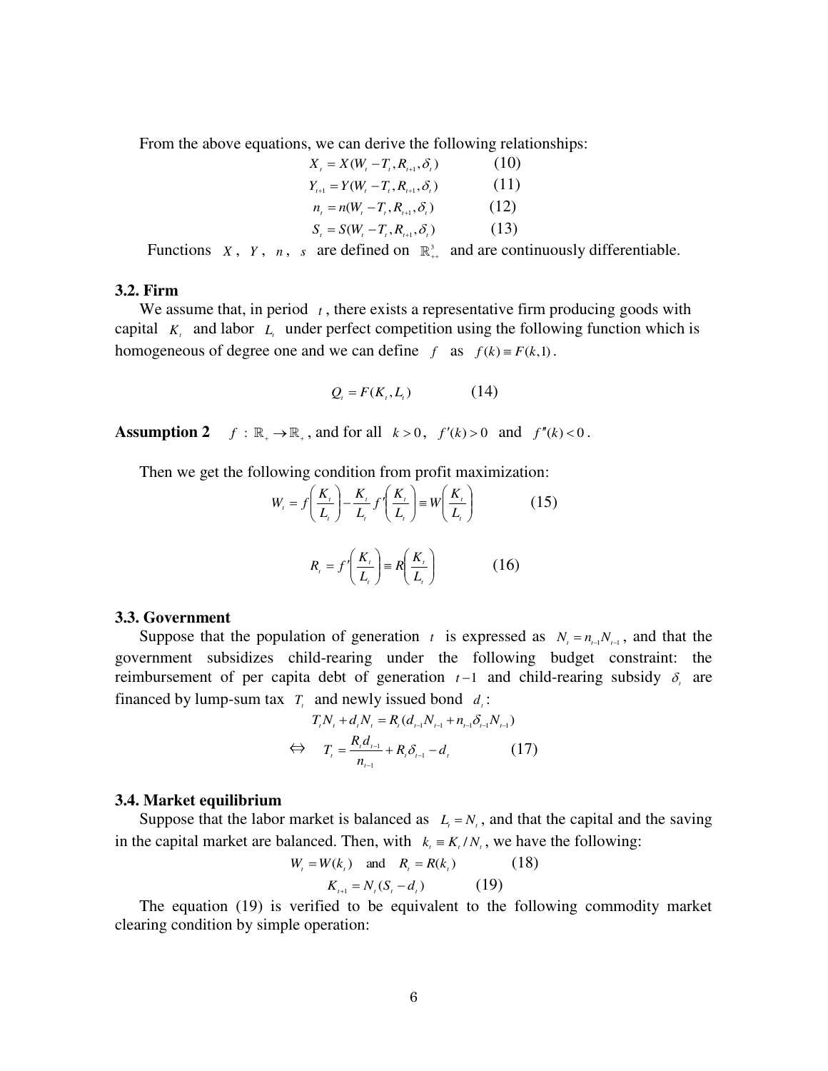From the above equations, we can derive the following relationships:

$$X_t = X(W_t - T_t, R_{t+1}, \delta_t) \qquad (10)$$

$$Y_{t+1} = Y(W_t - T_t, R_{t+1}, \delta_t) \qquad (11)$$

$$n_t = n(W_t - T_t, R_{t+1}, \delta_t) \qquad (12)$$

$$S_t = S(W_t - T_t, R_{t+1}, \delta_t) \qquad (13)$$

Functions $X$, $Y$, $n$, $s$ are defined on $\mathbb{R}^3_{++}$ and are continuously differentiable.

### 3.2. Firm

We assume that, in period $t$, there exists a representative firm producing goods with capital $K_t$ and labor $L_t$ under perfect competition using the following function which is homogeneous of degree one and we can define $f$ as $f(k) \equiv F(k,1)$.

$$Q_t = F(K_t, L_t) \qquad (14)$$

**Assumption 2** $f : \mathbb{R}_+ \to \mathbb{R}_+$, and for all $k > 0$, $f'(k) > 0$ and $f''(k) < 0$.

Then we get the following condition from profit maximization:

$$W_t = f\left(\frac{K_t}{L_t}\right) - \frac{K_t}{L_t} f'\left(\frac{K_t}{L_t}\right) \equiv W\left(\frac{K_t}{L_t}\right) \qquad (15)$$

$$R_t = f'\left(\frac{K_t}{L_t}\right) \equiv R\left(\frac{K_t}{L_t}\right) \qquad (16)$$

### 3.3. Government

Suppose that the population of generation $t$ is expressed as $N_t = n_{t-1}N_{t-1}$, and that the government subsidizes child-rearing under the following budget constraint: the reimbursement of per capita debt of generation $t-1$ and child-rearing subsidy $\delta_t$ are financed by lump-sum tax $T_t$ and newly issued bond $d_t$:

$$T_t N_t + d_t N_t = R_t (d_{t-1} N_{t-1} + n_{t-1} \delta_{t-1} N_{t-1})$$

$$\Leftrightarrow \quad T_t = \frac{R_t d_{t-1}}{n_{t-1}} + R_t \delta_{t-1} - d_t \qquad (17)$$

### 3.4. Market equilibrium

Suppose that the labor market is balanced as $L_t = N_t$, and that the capital and the saving in the capital market are balanced. Then, with $k_t \equiv K_t / N_t$, we have the following:

$$W_t = W(k_t) \quad \text{and} \quad R_t = R(k_t) \qquad (18)$$

$$K_{t+1} = N_t (S_t - d_t) \qquad (19)$$

The equation (19) is verified to be equivalent to the following commodity market clearing condition by simple operation: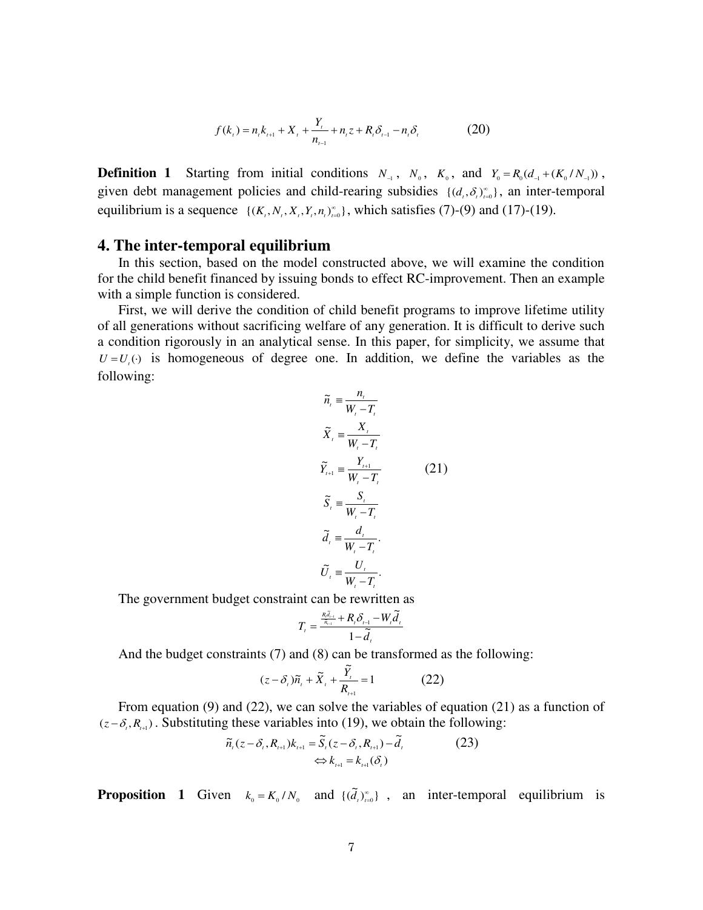$$f(k_t) = n_t k_{t+1} + X_t + \frac{Y_t}{n_{t-1}} + n_t z + R_t \delta_{t-1} - n_t \delta_t \qquad (20)$$

**Definition 1** Starting from initial conditions $N_{-1}$, $N_0$, $K_0$, and $Y_0 = R_0(d_{-1} + (K_0 / N_{-1}))$, given debt management policies and child-rearing subsidies $\{(d_t, \delta_t)_{t=0}^{\infty}\}$, an inter-temporal equilibrium is a sequence $\{(K_t, N_t, X_t, Y_t, n_t)_{t=0}^{\infty}\}$, which satisfies (7)-(9) and (17)-(19).

## 4. The inter-temporal equilibrium

In this section, based on the model constructed above, we will examine the condition for the child benefit financed by issuing bonds to effect RC-improvement. Then an example with a simple function is considered.

First, we will derive the condition of child benefit programs to improve lifetime utility of all generations without sacrificing welfare of any generation. It is difficult to derive such a condition rigorously in an analytical sense. In this paper, for simplicity, we assume that $U = U_t(\cdot)$ is homogeneous of degree one. In addition, we define the variables as the following:

$$\begin{aligned} \tilde{n}_t &\equiv \frac{n_t}{W_t - T_t} \\ \tilde{X}_t &\equiv \frac{X_t}{W_t - T_t} \\ \tilde{Y}_{t+1} &\equiv \frac{Y_{t+1}}{W_t - T_t} \qquad (21) \\ \tilde{S}_t &\equiv \frac{S_t}{W_t - T_t} \\ \tilde{d}_t &\equiv \frac{d_t}{W_t - T_t}. \\ \tilde{U}_t &\equiv \frac{U_t}{W_t - T_t}. \end{aligned}$$

The government budget constraint can be rewritten as

$$T_t = \frac{\frac{R_t \tilde{d}_{t-1}}{n_{t-1}} + R_t \delta_{t-1} - W_t \tilde{d}_t}{1 - \tilde{d}_t}$$

And the budget constraints (7) and (8) can be transformed as the following:

$$(z - \delta_t)\tilde{n}_t + \tilde{X}_t + \frac{\tilde{Y}_t}{R_{t+1}} = 1 \qquad (22)$$

From equation (9) and (22), we can solve the variables of equation (21) as a function of $(z - \delta_t, R_{t+1})$. Substituting these variables into (19), we obtain the following:

$$\begin{aligned} \tilde{n}_t(z - \delta_t, R_{t+1})k_{t+1} &= \tilde{S}_t(z - \delta_t, R_{t+1}) - \tilde{d}_t \qquad (23) \\ \Leftrightarrow k_{t+1} &= k_{t+1}(\delta_t) \end{aligned}$$

**Proposition 1** Given $k_0 = K_0 / N_0$ and $\{(\tilde{d}_t)_{t=0}^{\infty}\}$, an inter-temporal equilibrium is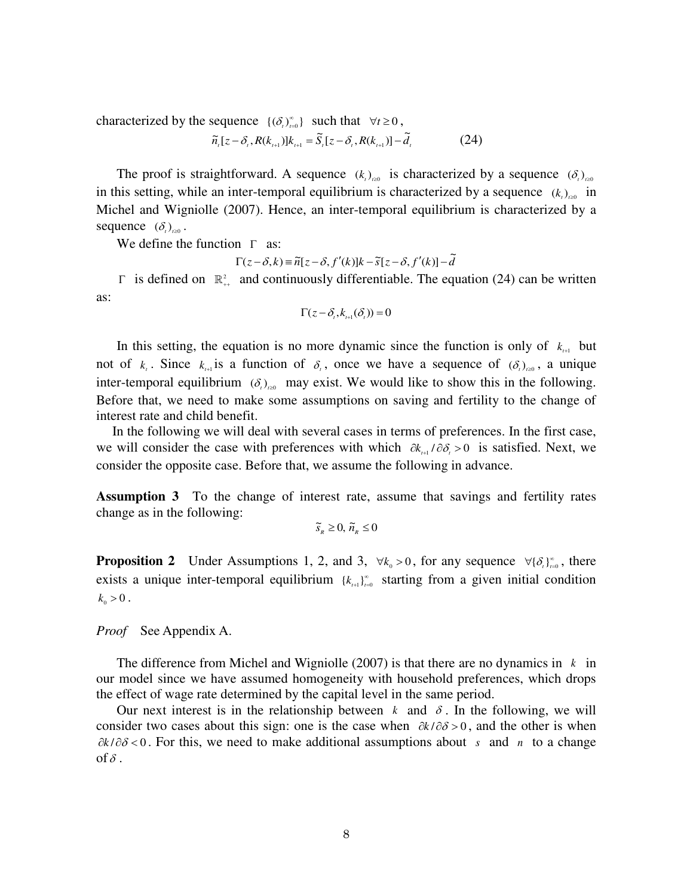characterized by the sequence $\{(\delta_t)_{t=0}^{\infty}\}$ such that $\forall t \geq 0$,

$$\tilde{n}_t[z-\delta_t, R(k_{t+1})]k_{t+1} = \tilde{S}_t[z-\delta_t, R(k_{t+1})] - \tilde{d}_t \qquad (24)$$

The proof is straightforward. A sequence $(k_t)_{t\geq 0}$ is characterized by a sequence $(\delta_t)_{t\geq 0}$ in this setting, while an inter-temporal equilibrium is characterized by a sequence $(k_t)_{t\geq 0}$ in Michel and Wigniolle (2007). Hence, an inter-temporal equilibrium is characterized by a sequence $(\delta_t)_{t\geq 0}$.

We define the function $\Gamma$ as:

$$\Gamma(z-\delta, k) \equiv \tilde{n}[z-\delta, f'(k)]k - \tilde{s}[z-\delta, f'(k)] - \tilde{d}$$

$\Gamma$ is defined on $\mathbb{R}^2_{++}$ and continuously differentiable. The equation (24) can be written as:

$$\Gamma(z-\delta_t, k_{t+1}(\delta_t)) = 0$$

In this setting, the equation is no more dynamic since the function is only of $k_{t+1}$ but not of $k_t$. Since $k_{t+1}$ is a function of $\delta_t$, once we have a sequence of $(\delta_t)_{t\geq 0}$, a unique inter-temporal equilibrium $(\delta_t)_{t\geq 0}$ may exist. We would like to show this in the following. Before that, we need to make some assumptions on saving and fertility to the change of interest rate and child benefit.

In the following we will deal with several cases in terms of preferences. In the first case, we will consider the case with preferences with which $\partial k_{t+1}/\partial \delta_t > 0$ is satisfied. Next, we consider the opposite case. Before that, we assume the following in advance.

**Assumption 3** To the change of interest rate, assume that savings and fertility rates change as in the following:

$$\tilde{s}_R \geq 0, \; \tilde{n}_R \leq 0$$

**Proposition 2** Under Assumptions 1, 2, and 3, $\forall k_0 > 0$, for any sequence $\forall \{\delta_t\}_{t=0}^{\infty}$, there exists a unique inter-temporal equilibrium $\{k_{t+1}\}_{t=0}^{\infty}$ starting from a given initial condition $k_0 > 0$.

*Proof* See Appendix A.

The difference from Michel and Wigniolle (2007) is that there are no dynamics in $k$ in our model since we have assumed homogeneity with household preferences, which drops the effect of wage rate determined by the capital level in the same period.

Our next interest is in the relationship between $k$ and $\delta$. In the following, we will consider two cases about this sign: one is the case when $\partial k/\partial \delta > 0$, and the other is when $\partial k/\partial \delta < 0$. For this, we need to make additional assumptions about $s$ and $n$ to a change of $\delta$.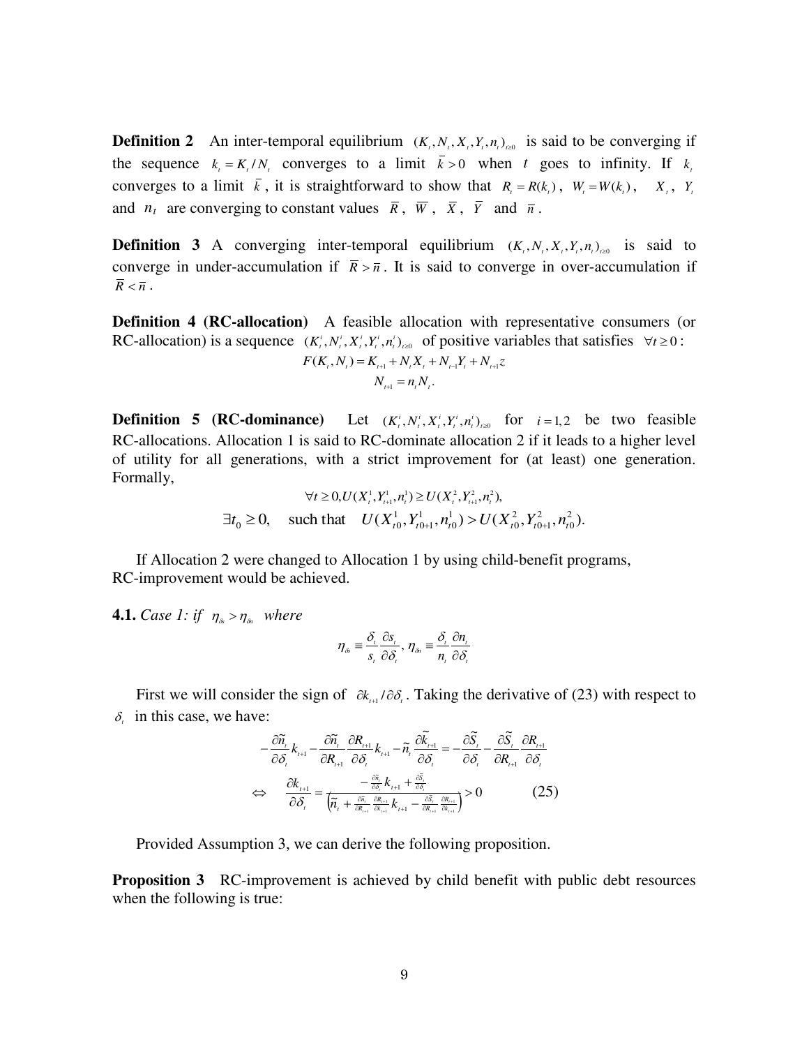**Definition 2** An inter-temporal equilibrium $(K_t, N_t, X_t, Y_t, n_t)_{t\geq 0}$ is said to be converging if the sequence $k_t = K_t / N_t$ converges to a limit $\bar{k} > 0$ when $t$ goes to infinity. If $k_t$ converges to a limit $\bar{k}$, it is straightforward to show that $R_t = R(k_t)$, $W_t = W(k_t)$, $X_t$, $Y_t$ and $n_t$ are converging to constant values $\bar{R}$, $\bar{W}$, $\bar{X}$, $\bar{Y}$ and $\bar{n}$.

**Definition 3** A converging inter-temporal equilibrium $(K_t, N_t, X_t, Y_t, n_t)_{t\geq 0}$ is said to converge in under-accumulation if $\bar{R} > \bar{n}$. It is said to converge in over-accumulation if $\bar{R} < \bar{n}$.

**Definition 4 (RC-allocation)** A feasible allocation with representative consumers (or RC-allocation) is a sequence $(K_t^i, N_t^i, X_t^i, Y_t^i, n_t^i)_{t\geq 0}$ of positive variables that satisfies $\forall t \geq 0$:

$$F(K_t, N_t) = K_{t+1} + N_t X_t + N_{t-1} Y_t + N_{t+1} z$$
$$N_{t+1} = n_t N_t.$$

**Definition 5 (RC-dominance)** Let $(K_t^i, N_t^i, X_t^i, Y_t^i, n_t^i)_{t\geq 0}$ for $i = 1,2$ be two feasible RC-allocations. Allocation 1 is said to RC-dominate allocation 2 if it leads to a higher level of utility for all generations, with a strict improvement for (at least) one generation. Formally,

$$\forall t \geq 0, U(X_t^1, Y_{t+1}^1, n_t^1) \geq U(X_t^2, Y_{t+1}^2, n_t^2),$$
$$\exists t_0 \geq 0, \quad \text{such that} \quad U(X_{t0}^1, Y_{t0+1}^1, n_{t0}^1) > U(X_{t0}^2, Y_{t0+1}^2, n_{t0}^2).$$

If Allocation 2 were changed to Allocation 1 by using child-benefit programs, RC-improvement would be achieved.

**4.1.** *Case 1: if* $\eta_{\delta s} > \eta_{\delta n}$ *where*

$$\eta_{\delta s} \equiv \frac{\delta_t}{s_t} \frac{\partial s_t}{\partial \delta_t}, \eta_{\delta n} \equiv \frac{\delta_t}{n_t} \frac{\partial n_t}{\partial \delta_t}$$

First we will consider the sign of $\partial k_{t+1} / \partial \delta_t$. Taking the derivative of (23) with respect to $\delta_t$ in this case, we have:

$$-\frac{\partial \tilde{n}_t}{\partial \delta_t} k_{t+1} - \frac{\partial \tilde{n}_t}{\partial R_{t+1}} \frac{\partial R_{t+1}}{\partial \delta_t} k_{t+1} - \tilde{n}_t \frac{\partial \tilde{k}_{t+1}}{\partial \delta_t} = -\frac{\partial \tilde{S}_t}{\partial \delta_t} - \frac{\partial \tilde{S}_t}{\partial R_{t+1}} \frac{\partial R_{t+1}}{\partial \delta_t}$$

$$\Leftrightarrow \quad \frac{\partial k_{t+1}}{\partial \delta_t} = \frac{-\frac{\partial \tilde{n}_t}{\partial \delta_t} k_{t+1} + \frac{\partial \tilde{S}_t}{\partial \delta_t}}{\left(\tilde{n}_t + \frac{\partial \tilde{n}_t}{\partial R_{t+1}} \frac{\partial R_{t+1}}{\partial k_{t+1}} k_{t+1} - \frac{\partial \tilde{S}_t}{\partial R_{t+1}} \frac{\partial R_{t+1}}{\partial k_{t+1}}\right)} > 0 \qquad (25)$$

Provided Assumption 3, we can derive the following proposition.

**Proposition 3** RC-improvement is achieved by child benefit with public debt resources when the following is true: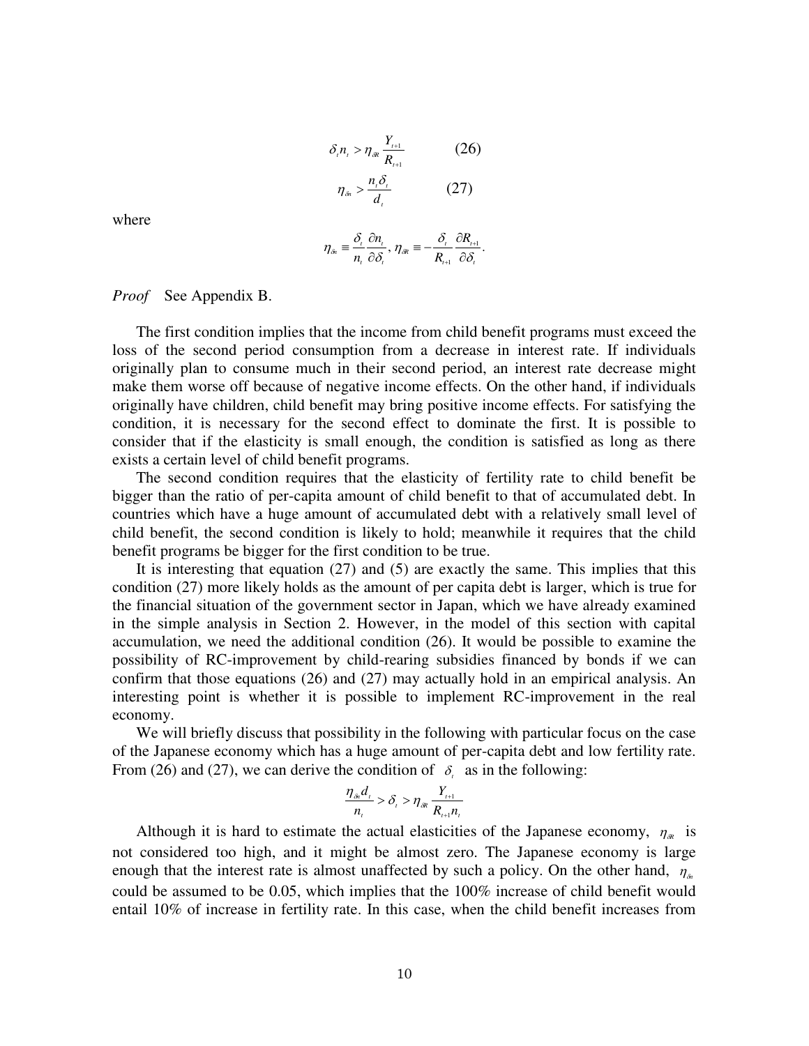$$\delta_t n_t > \eta_{\delta R} \frac{Y_{t+1}}{R_{t+1}} \qquad (26)$$

$$\eta_{\delta n} > \frac{n_t \delta_t}{d_t} \qquad (27)$$

where

$$\eta_{\delta n} \equiv \frac{\delta_t}{n_t} \frac{\partial n_t}{\partial \delta_t}, \; \eta_{\delta R} \equiv -\frac{\delta_t}{R_{t+1}} \frac{\partial R_{t+1}}{\partial \delta_t}.$$

*Proof* See Appendix B.

The first condition implies that the income from child benefit programs must exceed the loss of the second period consumption from a decrease in interest rate. If individuals originally plan to consume much in their second period, an interest rate decrease might make them worse off because of negative income effects. On the other hand, if individuals originally have children, child benefit may bring positive income effects. For satisfying the condition, it is necessary for the second effect to dominate the first. It is possible to consider that if the elasticity is small enough, the condition is satisfied as long as there exists a certain level of child benefit programs.

The second condition requires that the elasticity of fertility rate to child benefit be bigger than the ratio of per-capita amount of child benefit to that of accumulated debt. In countries which have a huge amount of accumulated debt with a relatively small level of child benefit, the second condition is likely to hold; meanwhile it requires that the child benefit programs be bigger for the first condition to be true.

It is interesting that equation (27) and (5) are exactly the same. This implies that this condition (27) more likely holds as the amount of per capita debt is larger, which is true for the financial situation of the government sector in Japan, which we have already examined in the simple analysis in Section 2. However, in the model of this section with capital accumulation, we need the additional condition (26). It would be possible to examine the possibility of RC-improvement by child-rearing subsidies financed by bonds if we can confirm that those equations (26) and (27) may actually hold in an empirical analysis. An interesting point is whether it is possible to implement RC-improvement in the real economy.

We will briefly discuss that possibility in the following with particular focus on the case of the Japanese economy which has a huge amount of per-capita debt and low fertility rate. From (26) and (27), we can derive the condition of $\delta_t$ as in the following:

$$\frac{\eta_{\delta n} d_t}{n_t} > \delta_t > \eta_{\delta R} \frac{Y_{t+1}}{R_{t+1} n_t}$$

Although it is hard to estimate the actual elasticities of the Japanese economy, $\eta_{\delta R}$ is not considered too high, and it might be almost zero. The Japanese economy is large enough that the interest rate is almost unaffected by such a policy. On the other hand, $\eta_{\delta n}$ could be assumed to be 0.05, which implies that the 100% increase of child benefit would entail 10% of increase in fertility rate. In this case, when the child benefit increases from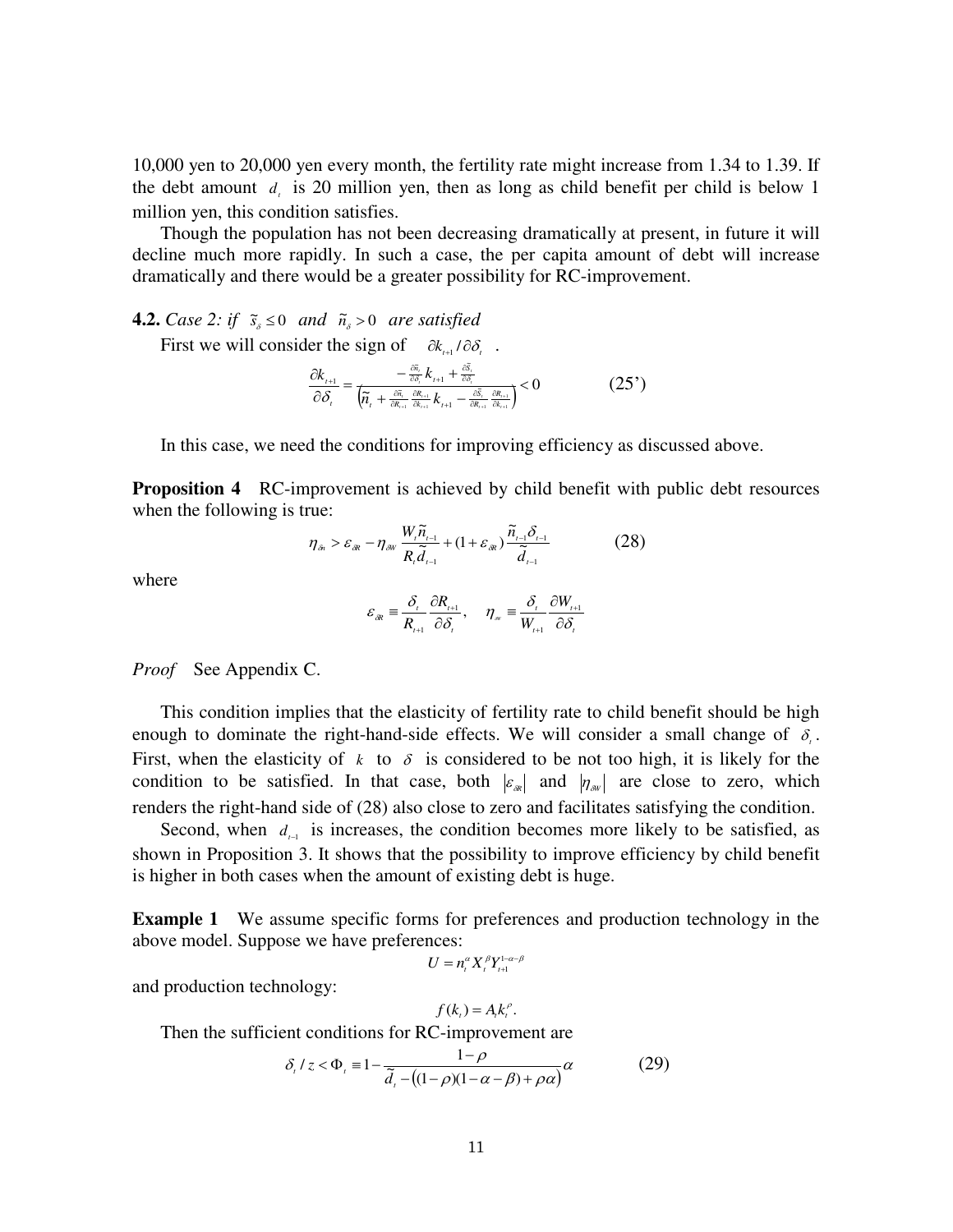10,000 yen to 20,000 yen every month, the fertility rate might increase from 1.34 to 1.39. If the debt amount $d_t$ is 20 million yen, then as long as child benefit per child is below 1 million yen, this condition satisfies.

Though the population has not been decreasing dramatically at present, in future it will decline much more rapidly. In such a case, the per capita amount of debt will increase dramatically and there would be a greater possibility for RC-improvement.

### 4.2. *Case 2: if* $\tilde{s}_\delta \leq 0$ *and* $\tilde{n}_\delta > 0$ *are satisfied*

First we will consider the sign of $\partial k_{t+1} / \partial \delta_t$.

$$\frac{\partial k_{t+1}}{\partial \delta_t} = \frac{-\frac{\partial \tilde{n}_t}{\partial \delta_t} k_{t+1} + \frac{\partial \tilde{s}_t}{\partial \delta_t}}{\left(\tilde{n}_t + \frac{\partial \tilde{n}_t}{\partial R_{t+1}} \frac{\partial R_{t+1}}{\partial k_{t+1}} k_{t+1} - \frac{\partial \tilde{s}_t}{\partial R_{t+1}} \frac{\partial R_{t+1}}{\partial k_{t+1}}\right)} < 0 \qquad (25')$$

In this case, we need the conditions for improving efficiency as discussed above.

**Proposition 4** RC-improvement is achieved by child benefit with public debt resources when the following is true:

$$\eta_{\delta n} > \varepsilon_{\delta R} - \eta_{\delta W} \frac{W_t \tilde{n}_{t-1}}{R_t \tilde{d}_{t-1}} + (1 + \varepsilon_{\delta R}) \frac{\tilde{n}_{t-1} \delta_{t-1}}{\tilde{d}_{t-1}} \qquad (28)$$

where

$$\varepsilon_{\delta R} \equiv \frac{\delta_t}{R_{t+1}} \frac{\partial R_{t+1}}{\partial \delta_t}, \quad \eta_{\delta W} \equiv \frac{\delta_t}{W_{t+1}} \frac{\partial W_{t+1}}{\partial \delta_t}$$

*Proof* See Appendix C.

This condition implies that the elasticity of fertility rate to child benefit should be high enough to dominate the right-hand-side effects. We will consider a small change of $\delta_t$. First, when the elasticity of $k$ to $\delta$ is considered to be not too high, it is likely for the condition to be satisfied. In that case, both $|\varepsilon_{\delta R}|$ and $|\eta_{\delta W}|$ are close to zero, which renders the right-hand side of (28) also close to zero and facilitates satisfying the condition.

Second, when $d_{t-1}$ is increases, the condition becomes more likely to be satisfied, as shown in Proposition 3. It shows that the possibility to improve efficiency by child benefit is higher in both cases when the amount of existing debt is huge.

**Example 1** We assume specific forms for preferences and production technology in the above model. Suppose we have preferences:

$$U = n_t^{\alpha} X_t^{\beta} Y_{t+1}^{1-\alpha-\beta}$$

and production technology:

$$f(k_t) = A_t k_t^{\rho}.$$

Then the sufficient conditions for RC-improvement are

$$\delta_t / z < \Phi_t \equiv 1 - \frac{1-\rho}{\tilde{d}_t - \left((1-\rho)(1-\alpha-\beta) + \rho\alpha\right)} \alpha \qquad (29)$$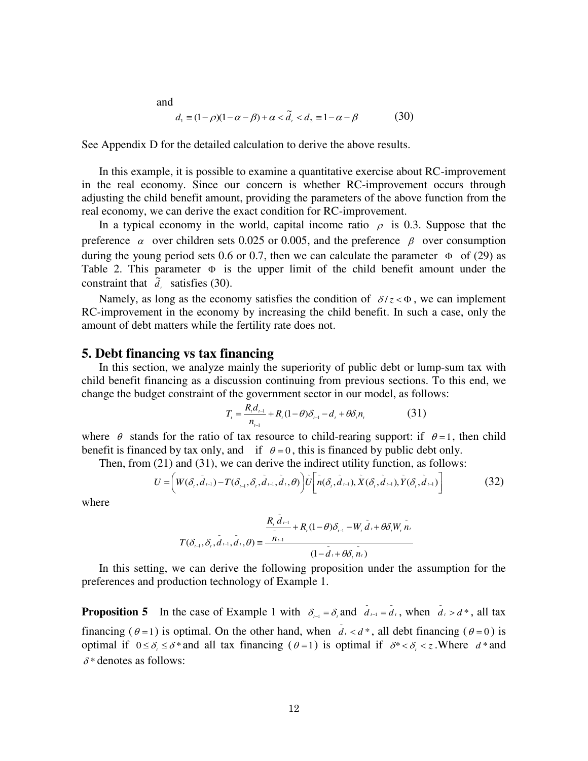and

$$d_1 \equiv (1-\rho)(1-\alpha-\beta)+\alpha < \tilde{d}_t < d_2 \equiv 1-\alpha-\beta \tag{30}$$

See Appendix D for the detailed calculation to derive the above results.

In this example, it is possible to examine a quantitative exercise about RC-improvement in the real economy. Since our concern is whether RC-improvement occurs through adjusting the child benefit amount, providing the parameters of the above function from the real economy, we can derive the exact condition for RC-improvement.

In a typical economy in the world, capital income ratio $\rho$ is 0.3. Suppose that the preference $\alpha$ over children sets 0.025 or 0.005, and the preference $\beta$ over consumption during the young period sets 0.6 or 0.7, then we can calculate the parameter $\Phi$ of (29) as Table 2. This parameter $\Phi$ is the upper limit of the child benefit amount under the constraint that $\tilde{d}_t$ satisfies (30).

Namely, as long as the economy satisfies the condition of $\delta / z < \Phi$, we can implement RC-improvement in the economy by increasing the child benefit. In such a case, only the amount of debt matters while the fertility rate does not.

## 5. Debt financing vs tax financing

In this section, we analyze mainly the superiority of public debt or lump-sum tax with child benefit financing as a discussion continuing from previous sections. To this end, we change the budget constraint of the government sector in our model, as follows:

$$T_t = \frac{R_t d_{t-1}}{n_{t-1}} + R_t(1-\theta)\delta_{t-1} - d_t + \theta\delta_t n_t \tag{31}$$

where $\theta$ stands for the ratio of tax resource to child-rearing support: if $\theta = 1$, then child benefit is financed by tax only, and if $\theta = 0$, this is financed by public debt only.

Then, from (21) and (31), we can derive the indirect utility function, as follows:

$$U = \left(W(\delta_t, \bar{d}_{t-1}) - T(\delta_{t-1}, \delta_t, \bar{d}_{t-1}, \bar{d}_t, \theta)\right)\bar{U}\left[\bar{n}(\delta_t, \bar{d}_{t-1}), \bar{X}(\delta_t, \bar{d}_{t-1}), \bar{Y}(\delta_t, \bar{d}_{t-1})\right] \tag{32}$$

where

$$T(\delta_{t-1}, \delta_t, \bar{d}_{t-1}, \bar{d}_t, \theta) \equiv \frac{\dfrac{R_t \bar{d}_{t-1}}{\bar{n}_{t-1}} + R_t(1-\theta)\delta_{t-1} - W_t \bar{d}_t + \theta\delta_t W_t \bar{n}_t}{(1 - \bar{d}_t + \theta\delta_t \bar{n}_t)}$$

In this setting, we can derive the following proposition under the assumption for the preferences and production technology of Example 1.

**Proposition 5** In the case of Example 1 with $\delta_{t-1} = \delta_t$ and $\bar{d}_{t-1} = \bar{d}_t$, when $\bar{d}_t > d^*$, all tax financing ($\theta = 1$) is optimal. On the other hand, when $\bar{d}_t < d^*$, all debt financing ($\theta = 0$) is optimal if $0 \le \delta_t \le \delta^*$ and all tax financing ($\theta = 1$) is optimal if $\delta^* < \delta_t < z$. Where $d^*$ and $\delta^*$ denotes as follows: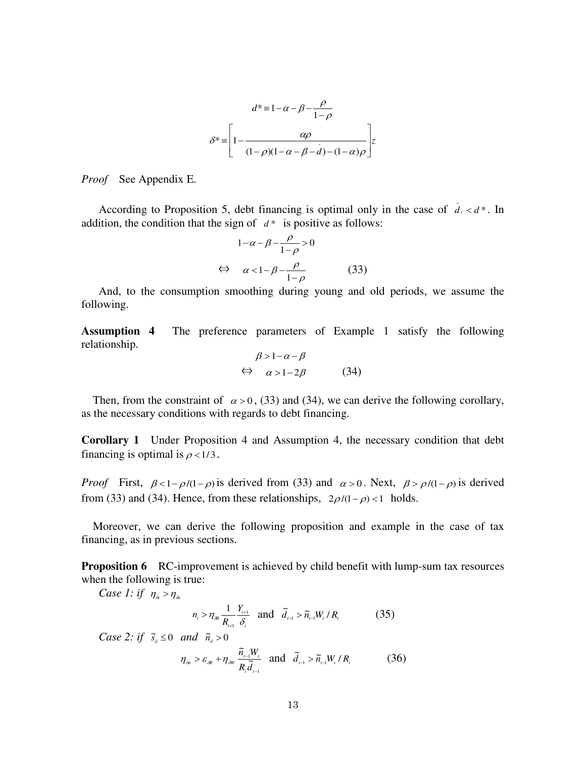$$d^* \equiv 1-\alpha-\beta-\frac{\rho}{1-\rho}$$

$$\delta^* \equiv \left[1-\frac{\alpha\rho}{(1-\rho)(1-\alpha-\beta-\bar{d})-(1-\alpha)\rho}\right]z$$

*Proof* See Appendix E.

According to Proposition 5, debt financing is optimal only in the case of $\bar{d}_t < d^*$. In addition, the condition that the sign of $d^*$ is positive as follows:

$$1-\alpha-\beta-\frac{\rho}{1-\rho}>0$$

$$\Leftrightarrow \quad \alpha<1-\beta-\frac{\rho}{1-\rho} \qquad (33)$$

And, to the consumption smoothing during young and old periods, we assume the following.

**Assumption 4** The preference parameters of Example 1 satisfy the following relationship.

$$\beta>1-\alpha-\beta$$

$$\Leftrightarrow \quad \alpha>1-2\beta \qquad (34)$$

Then, from the constraint of $\alpha>0$, (33) and (34), we can derive the following corollary, as the necessary conditions with regards to debt financing.

**Corollary 1** Under Proposition 4 and Assumption 4, the necessary condition that debt financing is optimal is $\rho<1/3$.

*Proof* First, $\beta<1-\rho/(1-\rho)$ is derived from (33) and $\alpha>0$. Next, $\beta>\rho/(1-\rho)$ is derived from (33) and (34). Hence, from these relationships, $2\rho/(1-\rho)<1$ holds.

Moreover, we can derive the following proposition and example in the case of tax financing, as in previous sections.

**Proposition 6** RC-improvement is achieved by child benefit with lump-sum tax resources when the following is true:

*Case 1: if* $\eta_{\delta s}>\eta_{\delta n}$

$$n_t>\eta_{\delta R}\frac{1}{R_{t+1}}\frac{Y_{t+1}}{\delta_t} \quad \text{and} \quad \tilde{d}_{t-1}>\tilde{n}_{t-1}W_t/R_t \qquad (35)$$

*Case 2: if* $\tilde{s}_\delta \le 0$ *and* $\tilde{n}_\delta>0$

$$\eta_{\delta n}>\varepsilon_{\delta R}+\eta_{\delta W}\frac{\tilde{n}_{t-1}W_t}{R_t\tilde{d}_{t-1}} \quad \text{and} \quad \tilde{d}_{t-1}>\tilde{n}_{t-1}W_t/R_t \qquad (36)$$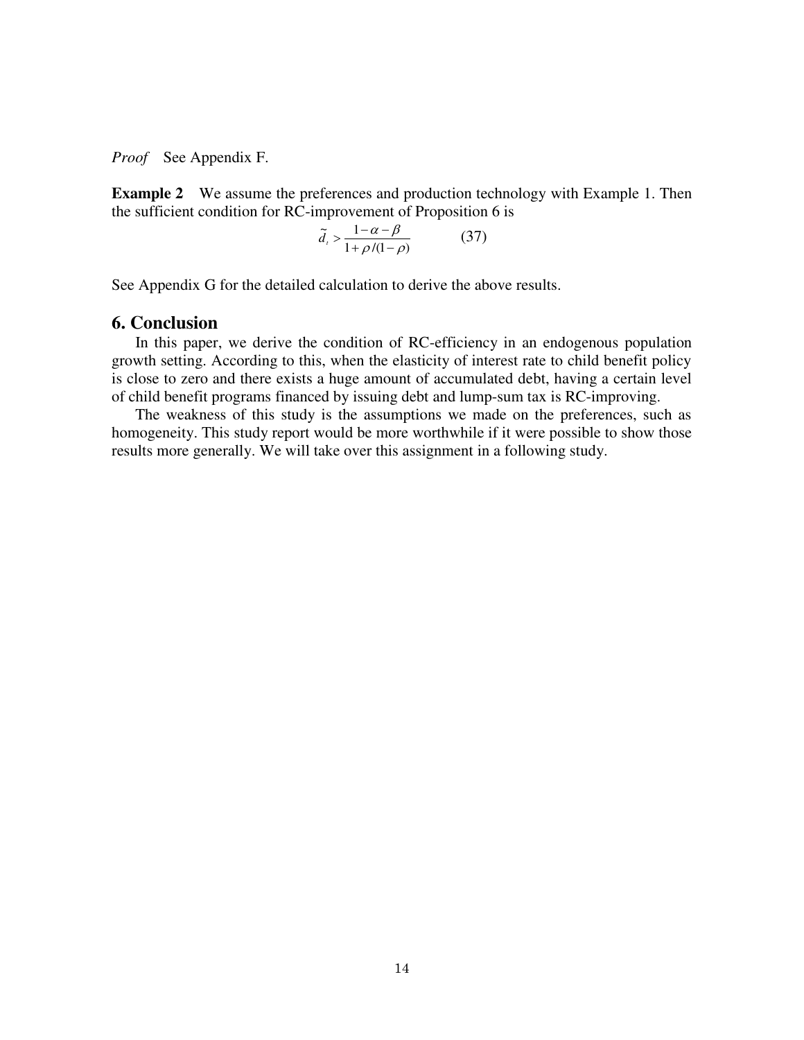*Proof* See Appendix F.

**Example 2** We assume the preferences and production technology with Example 1. Then the sufficient condition for RC-improvement of Proposition 6 is

$$\tilde{d}_t > \frac{1-\alpha-\beta}{1+\rho/(1-\rho)} \qquad (37)$$

See Appendix G for the detailed calculation to derive the above results.

## 6. Conclusion

In this paper, we derive the condition of RC-efficiency in an endogenous population growth setting. According to this, when the elasticity of interest rate to child benefit policy is close to zero and there exists a huge amount of accumulated debt, having a certain level of child benefit programs financed by issuing debt and lump-sum tax is RC-improving.

The weakness of this study is the assumptions we made on the preferences, such as homogeneity. This study report would be more worthwhile if it were possible to show those results more generally. We will take over this assignment in a following study.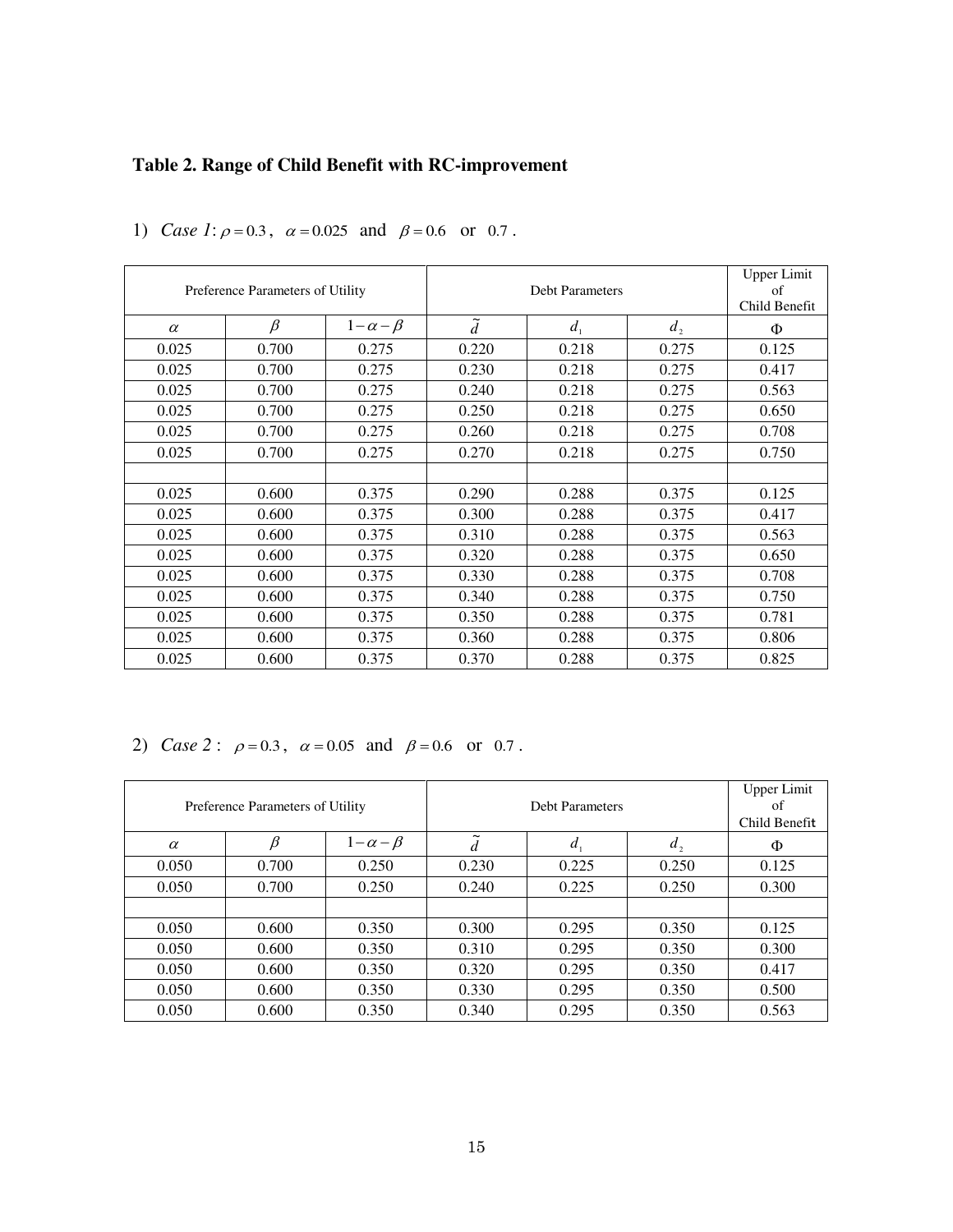**Table 2. Range of Child Benefit with RC-improvement**

1) *Case 1*: $\rho = 0.3$, $\alpha = 0.025$ and $\beta = 0.6$ or $0.7$.

| Preference Parameters of Utility | | | Debt Parameters | | | Upper Limit of Child Benefit |
|---|---|---|---|---|---|---|
| $\alpha$ | $\beta$ | $1-\alpha-\beta$ | $\tilde{d}$ | $d_1$ | $d_2$ | $\Phi$ |
| 0.025 | 0.700 | 0.275 | 0.220 | 0.218 | 0.275 | 0.125 |
| 0.025 | 0.700 | 0.275 | 0.230 | 0.218 | 0.275 | 0.417 |
| 0.025 | 0.700 | 0.275 | 0.240 | 0.218 | 0.275 | 0.563 |
| 0.025 | 0.700 | 0.275 | 0.250 | 0.218 | 0.275 | 0.650 |
| 0.025 | 0.700 | 0.275 | 0.260 | 0.218 | 0.275 | 0.708 |
| 0.025 | 0.700 | 0.275 | 0.270 | 0.218 | 0.275 | 0.750 |
| | | | | | | |
| 0.025 | 0.600 | 0.375 | 0.290 | 0.288 | 0.375 | 0.125 |
| 0.025 | 0.600 | 0.375 | 0.300 | 0.288 | 0.375 | 0.417 |
| 0.025 | 0.600 | 0.375 | 0.310 | 0.288 | 0.375 | 0.563 |
| 0.025 | 0.600 | 0.375 | 0.320 | 0.288 | 0.375 | 0.650 |
| 0.025 | 0.600 | 0.375 | 0.330 | 0.288 | 0.375 | 0.708 |
| 0.025 | 0.600 | 0.375 | 0.340 | 0.288 | 0.375 | 0.750 |
| 0.025 | 0.600 | 0.375 | 0.350 | 0.288 | 0.375 | 0.781 |
| 0.025 | 0.600 | 0.375 | 0.360 | 0.288 | 0.375 | 0.806 |
| 0.025 | 0.600 | 0.375 | 0.370 | 0.288 | 0.375 | 0.825 |

2) *Case 2*: $\rho = 0.3$, $\alpha = 0.05$ and $\beta = 0.6$ or $0.7$.

| Preference Parameters of Utility | | | Debt Parameters | | | Upper Limit of Child Benefit |
|---|---|---|---|---|---|---|
| $\alpha$ | $\beta$ | $1-\alpha-\beta$ | $\tilde{d}$ | $d_1$ | $d_2$ | $\Phi$ |
| 0.050 | 0.700 | 0.250 | 0.230 | 0.225 | 0.250 | 0.125 |
| 0.050 | 0.700 | 0.250 | 0.240 | 0.225 | 0.250 | 0.300 |
| | | | | | | |
| 0.050 | 0.600 | 0.350 | 0.300 | 0.295 | 0.350 | 0.125 |
| 0.050 | 0.600 | 0.350 | 0.310 | 0.295 | 0.350 | 0.300 |
| 0.050 | 0.600 | 0.350 | 0.320 | 0.295 | 0.350 | 0.417 |
| 0.050 | 0.600 | 0.350 | 0.330 | 0.295 | 0.350 | 0.500 |
| 0.050 | 0.600 | 0.350 | 0.340 | 0.295 | 0.350 | 0.563 |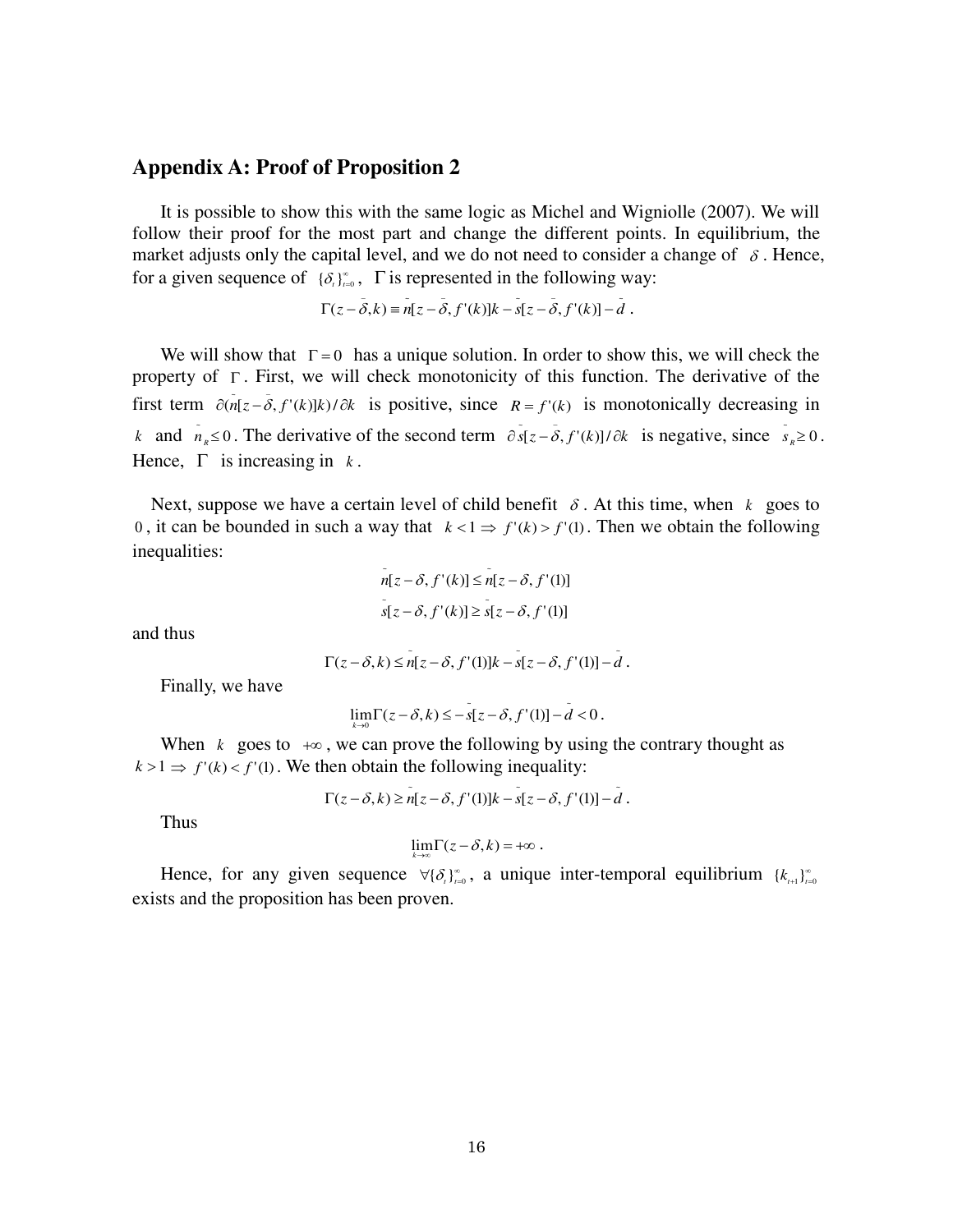## Appendix A: Proof of Proposition 2

It is possible to show this with the same logic as Michel and Wigniolle (2007). We will follow their proof for the most part and change the different points. In equilibrium, the market adjusts only the capital level, and we do not need to consider a change of $\delta$. Hence, for a given sequence of $\{\delta_t\}_{t=0}^{\infty}$, $\Gamma$ is represented in the following way:

$$\Gamma(z-\bar{\delta},k) \equiv \bar{n}[z-\bar{\delta}, f'(k)]k - \bar{s}[z-\bar{\delta}, f'(k)] - \bar{d} \ .$$

We will show that $\Gamma = 0$ has a unique solution. In order to show this, we will check the property of $\Gamma$. First, we will check monotonicity of this function. The derivative of the first term $\partial(\bar{n}[z-\bar{\delta}, f'(k)]k)/\partial k$ is positive, since $R = f'(k)$ is monotonically decreasing in $k$ and $\bar{n}_R \leq 0$. The derivative of the second term $\partial \bar{s}[z-\bar{\delta}, f'(k)]/\partial k$ is negative, since $\bar{s}_R \geq 0$. Hence, $\Gamma$ is increasing in $k$.

Next, suppose we have a certain level of child benefit $\delta$. At this time, when $k$ goes to $0$, it can be bounded in such a way that $k < 1 \Rightarrow f'(k) > f'(1)$. Then we obtain the following inequalities:

$$\bar{n}[z-\delta, f'(k)] \leq \bar{n}[z-\delta, f'(1)]$$

$$\bar{s}[z-\delta, f'(k)] \geq \bar{s}[z-\delta, f'(1)]$$

and thus

$$\Gamma(z-\delta,k) \leq \bar{n}[z-\delta, f'(1)]k - \bar{s}[z-\delta, f'(1)] - \bar{d} \ .$$

Finally, we have

$$\lim_{k\to 0} \Gamma(z-\delta,k) \leq -\bar{s}[z-\delta, f'(1)] - \bar{d} < 0 \ .$$

When $k$ goes to $+\infty$, we can prove the following by using the contrary thought as $k > 1 \Rightarrow f'(k) < f'(1)$. We then obtain the following inequality:

$$\Gamma(z-\delta,k) \geq \bar{n}[z-\delta, f'(1)]k - \bar{s}[z-\delta, f'(1)] - \bar{d} \ .$$

Thus

$$\lim_{k\to\infty} \Gamma(z-\delta,k) = +\infty \ .$$

Hence, for any given sequence $\forall\{\delta_t\}_{t=0}^{\infty}$, a unique inter-temporal equilibrium $\{k_{t+1}\}_{t=0}^{\infty}$ exists and the proposition has been proven.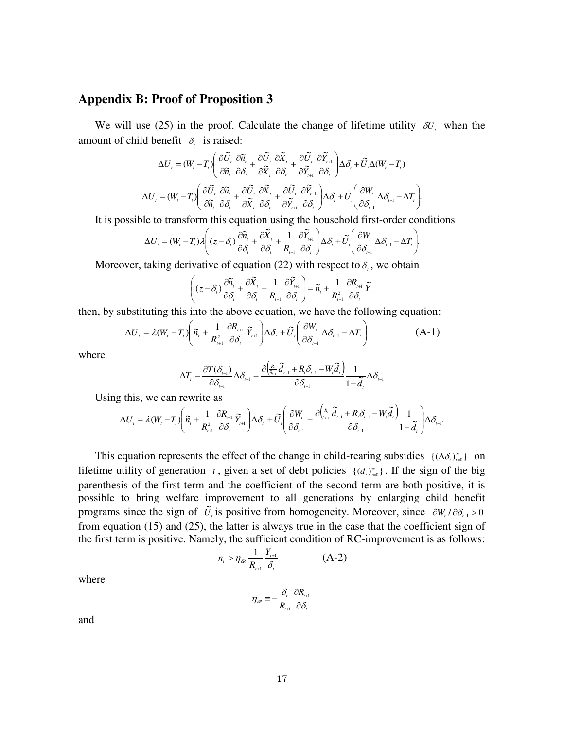## Appendix B: Proof of Proposition 3

We will use (25) in the proof. Calculate the change of lifetime utility $\delta U_t$ when the amount of child benefit $\delta_t$ is raised:

$$\Delta U_t = (W_t - T_t)\left(\frac{\partial \tilde{U}_t}{\partial \tilde{n}_t}\frac{\partial \tilde{n}_t}{\partial \delta_t} + \frac{\partial \tilde{U}_t}{\partial \tilde{X}_t}\frac{\partial \tilde{X}_t}{\partial \delta_t} + \frac{\partial \tilde{U}_t}{\partial \tilde{Y}_{t+1}}\frac{\partial \tilde{Y}_{t+1}}{\partial \delta_t}\right)\Delta \delta_t + \tilde{U}_t \Delta(W_t - T_t)$$

$$\Delta U_t = (W_t - T_t)\left(\frac{\partial \tilde{U}_t}{\partial \tilde{n}_t}\frac{\partial \tilde{n}_t}{\partial \delta_t} + \frac{\partial \tilde{U}_t}{\partial \tilde{X}_t}\frac{\partial \tilde{X}_t}{\partial \delta_t} + \frac{\partial \tilde{U}_t}{\partial \tilde{Y}_{t+1}}\frac{\partial \tilde{Y}_{t+1}}{\partial \delta_t}\right)\Delta \delta_t + \tilde{U}_t\left(\frac{\partial W_t}{\partial \delta_{t-1}}\Delta \delta_{t-1} - \Delta T_t\right).$$

It is possible to transform this equation using the household first-order conditions

$$\Delta U_t = (W_t - T_t)\lambda\left((z - \delta_t)\frac{\partial \tilde{n}_t}{\partial \delta_t} + \frac{\partial \tilde{X}_t}{\partial \delta_t} + \frac{1}{R_{t+1}}\frac{\partial \tilde{Y}_{t+1}}{\partial \delta_t}\right)\Delta \delta_t + \tilde{U}_t\left(\frac{\partial W_t}{\partial \delta_{t-1}}\Delta \delta_{t-1} - \Delta T_t\right).$$

Moreover, taking derivative of equation (22) with respect to $\delta_t$, we obtain

$$\left((z - \delta_t)\frac{\partial \tilde{n}_t}{\partial \delta_t} + \frac{\partial \tilde{X}_t}{\partial \delta_t} + \frac{1}{R_{t+1}}\frac{\partial \tilde{Y}_{t+1}}{\partial \delta_t}\right) = \tilde{n}_t + \frac{1}{R_{t+1}^2}\frac{\partial R_{t+1}}{\partial \delta_t}\tilde{Y}_t$$

then, by substituting this into the above equation, we have the following equation:

$$\Delta U_t = \lambda(W_t - T_t)\left(\tilde{n}_t + \frac{1}{R_{t+1}^2}\frac{\partial R_{t+1}}{\partial \delta_t}\tilde{Y}_{t+1}\right)\Delta \delta_t + \tilde{U}_t\left(\frac{\partial W_t}{\partial \delta_{t-1}}\Delta \delta_{t-1} - \Delta T_t\right) \qquad \text{(A-1)}$$

where

$$\Delta T_t = \frac{\partial T(\delta_{t-1})}{\partial \delta_{t-1}}\Delta \delta_{t-1} = \frac{\partial\left(\frac{R_t}{n_{t-1}}\tilde{d}_{t-1} + R_t \delta_{t-1} - W_t \tilde{d}_t\right)}{\partial \delta_{t-1}}\frac{1}{1 - \tilde{d}_t}\Delta \delta_{t-1}$$

Using this, we can rewrite as

$$\Delta U_t = \lambda(W_t - T_t)\left(\tilde{n}_t + \frac{1}{R_{t+1}^2}\frac{\partial R_{t+1}}{\partial \delta_t}\tilde{Y}_{t+1}\right)\Delta \delta_t + \tilde{U}_t\left(\frac{\partial W_t}{\partial \delta_{t-1}} - \frac{\partial\left(\frac{R_t}{n_{t-1}}\tilde{d}_{t-1} + R_t \delta_{t-1} - W_t \tilde{d}_t\right)}{\partial \delta_{t-1}}\frac{1}{1 - \tilde{d}_t}\right)\Delta \delta_{t-1}.$$

This equation represents the effect of the change in child-rearing subsidies $\{(\Delta \delta_t)_{t=0}^{\infty}\}$ on lifetime utility of generation $t$, given a set of debt policies $\{(d_t)_{t=0}^{\infty}\}$. If the sign of the big parenthesis of the first term and the coefficient of the second term are both positive, it is possible to bring welfare improvement to all generations by enlarging child benefit programs since the sign of $\tilde{U}_t$ is positive from homogeneity. Moreover, since $\partial W_t / \partial \delta_{t-1} > 0$ from equation (15) and (25), the latter is always true in the case that the coefficient sign of the first term is positive. Namely, the sufficient condition of RC-improvement is as follows:

$$n_t > \eta_{\delta R}\frac{1}{R_{t+1}}\frac{Y_{t+1}}{\delta_t} \qquad \text{(A-2)}$$

where

$$\eta_{\delta R} \equiv -\frac{\delta_t}{R_{t+1}}\frac{\partial R_{t+1}}{\partial \delta_t}$$

and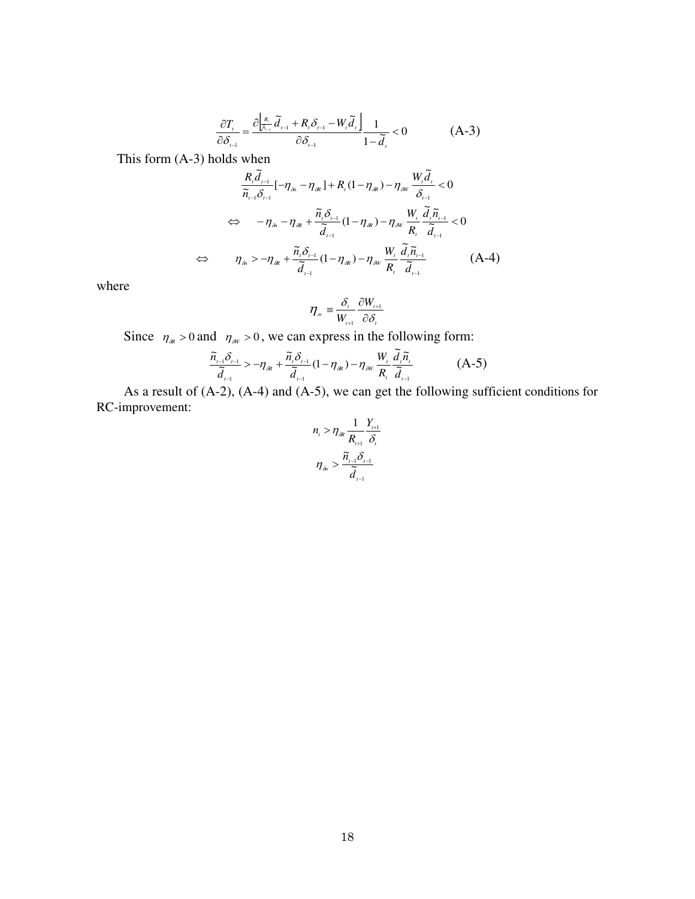$$\frac{\partial T_t}{\partial \delta_{t-1}} = \frac{\partial \left[ \frac{R_t}{\tilde{n}_{t-1}} \tilde{d}_{t-1} + R_t \delta_{t-1} - W_t \tilde{d}_t \right]}{\partial \delta_{t-1}} \frac{1}{1-\tilde{d}_t} < 0 \qquad \text{(A-3)}$$

This form (A-3) holds when

$$\frac{R_t \tilde{d}_{t-1}}{\tilde{n}_{t-1}\delta_{t-1}}[-\eta_{\delta n} - \eta_{\delta R}] + R_t(1-\eta_{\delta R}) - \eta_{\delta W} \frac{W_t \tilde{d}_t}{\delta_{t-1}} < 0$$

$$\Leftrightarrow \quad -\eta_{\delta n} - \eta_{\delta R} + \frac{\tilde{n}_t \delta_{t-1}}{\tilde{d}_{t-1}}(1-\eta_{\delta R}) - \eta_{\delta W} \frac{W_t}{R_t} \frac{\tilde{d}_t \tilde{n}_{t-1}}{\tilde{d}_{t-1}} < 0$$

$$\Leftrightarrow \quad \eta_{\delta n} > -\eta_{\delta R} + \frac{\tilde{n}_t \delta_{t-1}}{\tilde{d}_{t-1}}(1-\eta_{\delta R}) - \eta_{\delta W} \frac{W_t}{R_t} \frac{\tilde{d}_t \tilde{n}_{t-1}}{\tilde{d}_{t-1}} \qquad \text{(A-4)}$$

where

$$\eta_{\delta w} \equiv \frac{\delta_t}{W_{t+1}} \frac{\partial W_{t+1}}{\partial \delta_t}$$

Since $\eta_{\delta R} > 0$ and $\eta_{\delta W} > 0$, we can express in the following form:

$$\frac{\tilde{n}_{t-1}\delta_{t-1}}{\tilde{d}_{t-1}} > -\eta_{\delta R} + \frac{\tilde{n}_t \delta_{t-1}}{\tilde{d}_{t-1}}(1-\eta_{\delta R}) - \eta_{\delta W} \frac{W_t}{R_t} \frac{\tilde{d}_t \tilde{n}_t}{\tilde{d}_{t-1}} \qquad \text{(A-5)}$$

As a result of (A-2), (A-4) and (A-5), we can get the following sufficient conditions for RC-improvement:

$$n_t > \eta_{\delta R} \frac{1}{R_{t+1}} \frac{Y_{t+1}}{\delta_t}$$

$$\eta_{\delta n} > \frac{\tilde{n}_{t-1}\delta_{t-1}}{\tilde{d}_{t-1}}$$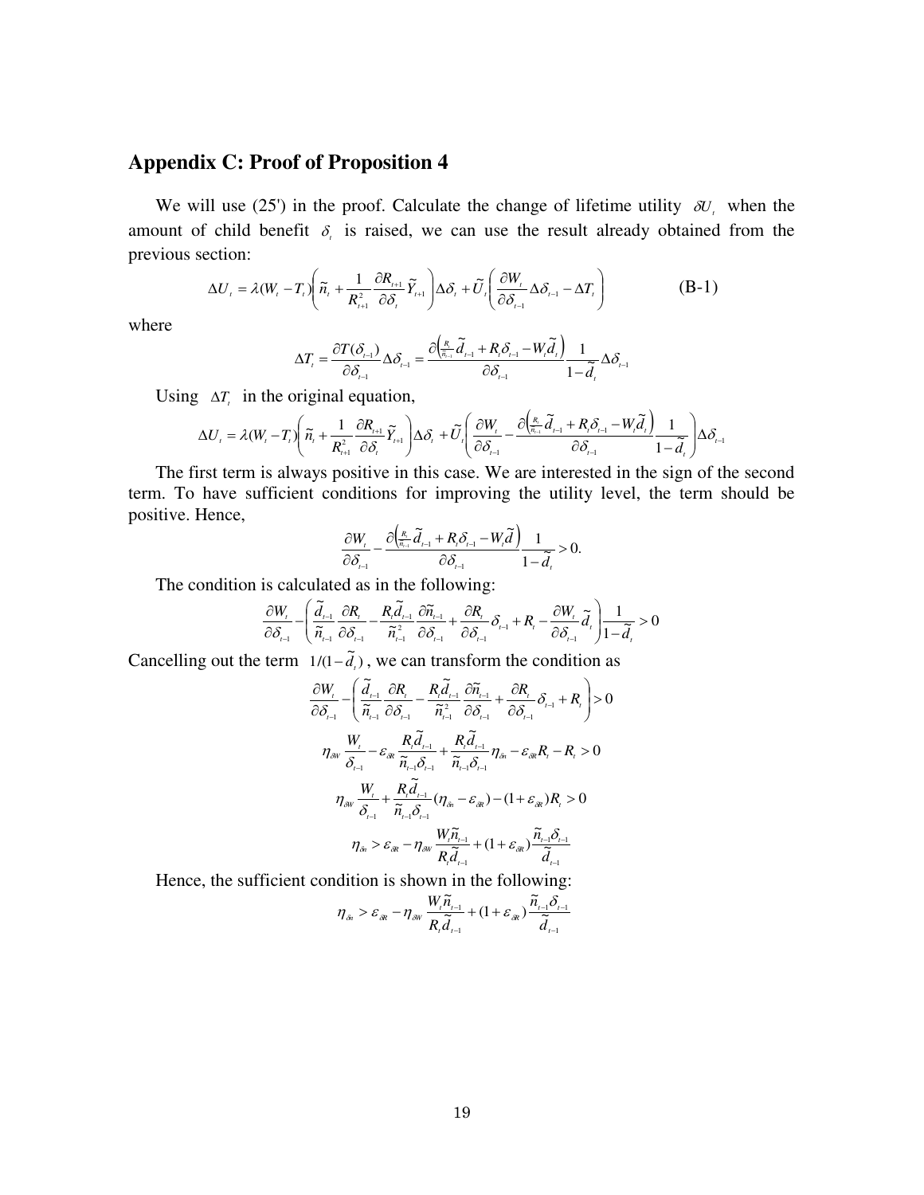## Appendix C: Proof of Proposition 4

We will use (25') in the proof. Calculate the change of lifetime utility $\delta U_t$ when the amount of child benefit $\delta_t$ is raised, we can use the result already obtained from the previous section:

$$\Delta U_t = \lambda(W_t - T_t)\left(\tilde{n}_t + \frac{1}{R_{t+1}^2}\frac{\partial R_{t+1}}{\partial \delta_t}\tilde{Y}_{t+1}\right)\Delta\delta_t + \tilde{U}_t\left(\frac{\partial W_t}{\partial \delta_{t-1}}\Delta\delta_{t-1} - \Delta T_t\right) \qquad \text{(B-1)}$$

where

$$\Delta T_t = \frac{\partial T(\delta_{t-1})}{\partial \delta_{t-1}}\Delta\delta_{t-1} = \frac{\partial\left(\frac{R_t}{n_{t-1}}\tilde{d}_{t-1} + R_t\delta_{t-1} - W_t\tilde{d}_t\right)}{\partial \delta_{t-1}}\frac{1}{1-\tilde{d}_t}\Delta\delta_{t-1}$$

Using $\Delta T_t$ in the original equation,

$$\Delta U_t = \lambda(W_t - T_t)\left(\tilde{n}_t + \frac{1}{R_{t+1}^2}\frac{\partial R_{t+1}}{\partial \delta_t}\tilde{Y}_{t+1}\right)\Delta\delta_t + \tilde{U}_t\left(\frac{\partial W_t}{\partial \delta_{t-1}} - \frac{\partial\left(\frac{R_t}{n_{t-1}}\tilde{d}_{t-1} + R_t\delta_{t-1} - W_t\tilde{d}_t\right)}{\partial \delta_{t-1}}\frac{1}{1-\tilde{d}_t}\right)\Delta\delta_{t-1}$$

The first term is always positive in this case. We are interested in the sign of the second term. To have sufficient conditions for improving the utility level, the term should be positive. Hence,

$$\frac{\partial W_t}{\partial \delta_{t-1}} - \frac{\partial\left(\frac{R_t}{n_{t-1}}\tilde{d}_{t-1} + R_t\delta_{t-1} - W_t\tilde{d}\right)}{\partial \delta_{t-1}}\frac{1}{1-\tilde{d}_t} > 0.$$

The condition is calculated as in the following:

$$\frac{\partial W_t}{\partial \delta_{t-1}} - \left(\frac{\tilde{d}_{t-1}}{\tilde{n}_{t-1}}\frac{\partial R_t}{\partial \delta_{t-1}} - \frac{R_t\tilde{d}_{t-1}}{\tilde{n}_{t-1}^2}\frac{\partial \tilde{n}_{t-1}}{\partial \delta_{t-1}} + \frac{\partial R_t}{\partial \delta_{t-1}}\delta_{t-1} + R_t - \frac{\partial W_t}{\partial \delta_{t-1}}\tilde{d}_t\right)\frac{1}{1-\tilde{d}_t} > 0$$

Cancelling out the term $1/(1-\tilde{d}_t)$, we can transform the condition as

$$\frac{\partial W_t}{\partial \delta_{t-1}} - \left(\frac{\tilde{d}_{t-1}}{\tilde{n}_{t-1}}\frac{\partial R_t}{\partial \delta_{t-1}} - \frac{R_t\tilde{d}_{t-1}}{\tilde{n}_{t-1}^2}\frac{\partial \tilde{n}_{t-1}}{\partial \delta_{t-1}} + \frac{\partial R_t}{\partial \delta_{t-1}}\delta_{t-1} + R_t\right) > 0$$

$$\eta_{\delta W}\frac{W_t}{\delta_{t-1}} - \varepsilon_{\delta R}\frac{R_t\tilde{d}_{t-1}}{\tilde{n}_{t-1}\delta_{t-1}} + \frac{R_t\tilde{d}_{t-1}}{\tilde{n}_{t-1}\delta_{t-1}}\eta_{\delta n} - \varepsilon_{\delta R}R_t - R_t > 0$$

$$\eta_{\delta W}\frac{W_t}{\delta_{t-1}} + \frac{R_t\tilde{d}_{t-1}}{\tilde{n}_{t-1}\delta_{t-1}}(\eta_{\delta n} - \varepsilon_{\delta R}) - (1+\varepsilon_{\delta R})R_t > 0$$

$$\eta_{\delta n} > \varepsilon_{\delta R} - \eta_{\delta W}\frac{W_t\tilde{n}_{t-1}}{R_t\tilde{d}_{t-1}} + (1+\varepsilon_{\delta R})\frac{\tilde{n}_{t-1}\delta_{t-1}}{\tilde{d}_{t-1}}$$

Hence, the sufficient condition is shown in the following:

$$\eta_{\delta n} > \varepsilon_{\delta R} - \eta_{\delta W}\frac{W_t\tilde{n}_{t-1}}{R_t\tilde{d}_{t-1}} + (1+\varepsilon_{\delta R})\frac{\tilde{n}_{t-1}\delta_{t-1}}{\tilde{d}_{t-1}}$$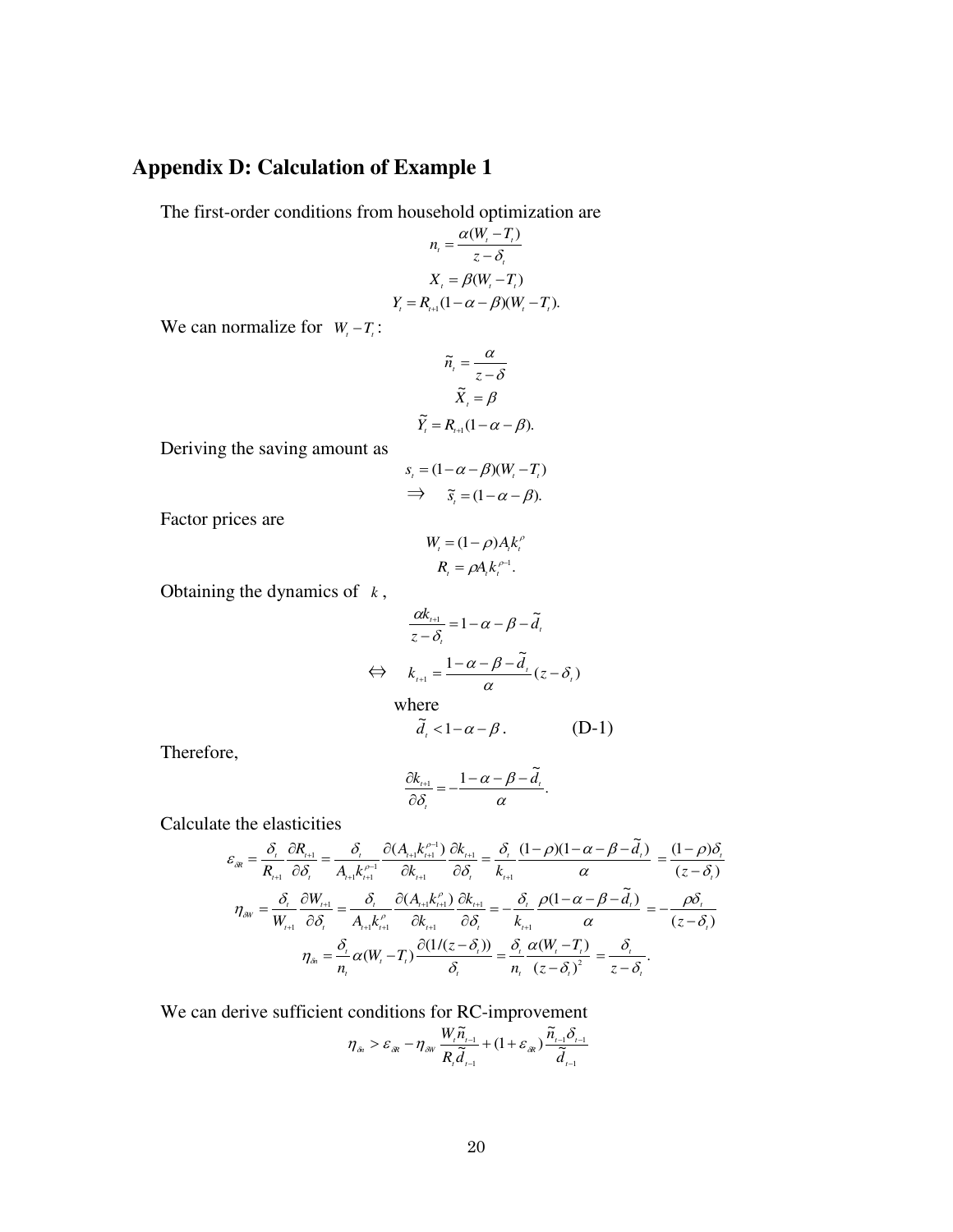## Appendix D: Calculation of Example 1

The first-order conditions from household optimization are

$$n_t = \frac{\alpha(W_t - T_t)}{z - \delta_t}$$

$$X_t = \beta(W_t - T_t)$$

$$Y_t = R_{t+1}(1 - \alpha - \beta)(W_t - T_t).$$

We can normalize for $W_t - T_t$:

$$\tilde{n}_t = \frac{\alpha}{z - \delta}$$

$$\tilde{X}_t = \beta$$

$$\tilde{Y}_t = R_{t+1}(1 - \alpha - \beta).$$

Deriving the saving amount as

$$s_t = (1 - \alpha - \beta)(W_t - T_t)$$

$$\Rightarrow \quad \tilde{s}_t = (1 - \alpha - \beta).$$

Factor prices are

$$W_t = (1 - \rho) A_t k_t^{\rho}$$

$$R_t = \rho A_t k_t^{\rho - 1}.$$

Obtaining the dynamics of $k$,

$$\frac{\alpha k_{t+1}}{z - \delta_t} = 1 - \alpha - \beta - \tilde{d}_t$$

$$\Leftrightarrow \quad k_{t+1} = \frac{1 - \alpha - \beta - \tilde{d}_t}{\alpha}(z - \delta_t)$$

where

$$\tilde{d}_t < 1 - \alpha - \beta. \qquad \text{(D-1)}$$

Therefore,

$$\frac{\partial k_{t+1}}{\partial \delta_t} = -\frac{1 - \alpha - \beta - \tilde{d}_t}{\alpha}.$$

Calculate the elasticities

$$\varepsilon_{\delta R} = \frac{\delta_t}{R_{t+1}} \frac{\partial R_{t+1}}{\partial \delta_t} = \frac{\delta_t}{A_{t+1} k_{t+1}^{\rho - 1}} \frac{\partial (A_{t+1} k_{t+1}^{\rho - 1})}{\partial k_{t+1}} \frac{\partial k_{t+1}}{\partial \delta_t} = \frac{\delta_t}{k_{t+1}} \frac{(1 - \rho)(1 - \alpha - \beta - \tilde{d}_t)}{\alpha} = \frac{(1 - \rho)\delta_t}{(z - \delta_t)}$$

$$\eta_{\delta W} = \frac{\delta_t}{W_{t+1}} \frac{\partial W_{t+1}}{\partial \delta_t} = \frac{\delta_t}{A_{t+1} k_{t+1}^{\rho}} \frac{\partial (A_{t+1} k_{t+1}^{\rho})}{\partial k_{t+1}} \frac{\partial k_{t+1}}{\partial \delta_t} = -\frac{\delta_t}{k_{t+1}} \frac{\rho(1 - \alpha - \beta - \tilde{d}_t)}{\alpha} = -\frac{\rho \delta_t}{(z - \delta_t)}$$

$$\eta_{\delta n} = \frac{\delta_t}{n_t} \alpha (W_t - T_t) \frac{\partial (1/(z - \delta_t))}{\delta_t} = \frac{\delta_t}{n_t} \frac{\alpha (W_t - T_t)}{(z - \delta_t)^2} = \frac{\delta_t}{z - \delta_t}.$$

We can derive sufficient conditions for RC-improvement

$$\eta_{\delta n} > \varepsilon_{\delta R} - \eta_{\delta W} \frac{W_t \tilde{n}_{t-1}}{R_t \tilde{d}_{t-1}} + (1 + \varepsilon_{\delta R}) \frac{\tilde{n}_{t-1} \delta_{t-1}}{\tilde{d}_{t-1}}$$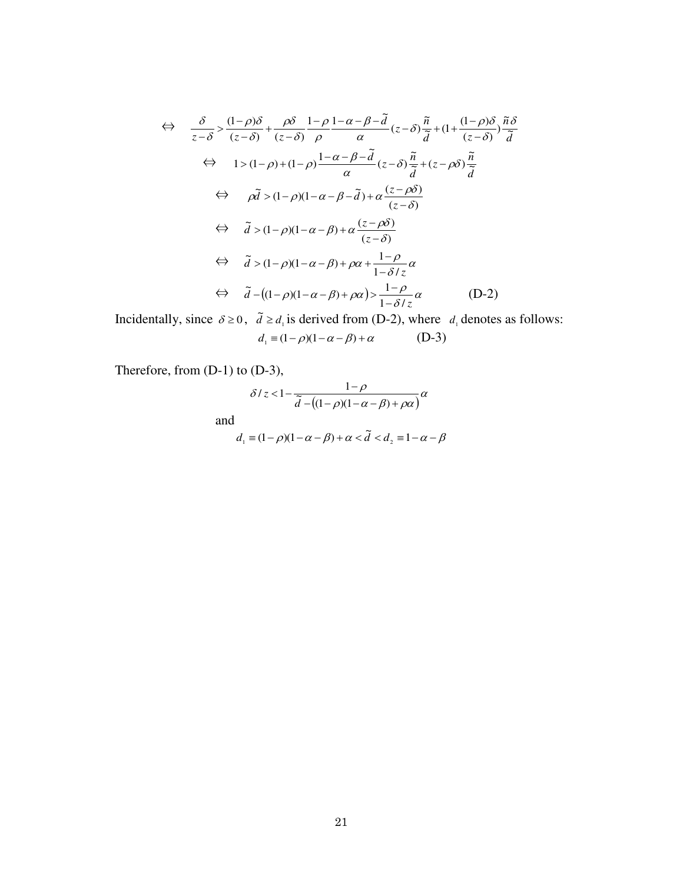$$\Leftrightarrow \quad \frac{\delta}{z-\delta} > \frac{(1-\rho)\delta}{(z-\delta)} + \frac{\rho\delta}{(z-\delta)} \frac{1-\rho}{\rho} \frac{1-\alpha-\beta-\tilde{d}}{\alpha} (z-\delta) \frac{\tilde{n}}{\tilde{d}} + (1 + \frac{(1-\rho)\delta}{(z-\delta)}) \frac{\tilde{n}\delta}{\tilde{d}}$$

$$\Leftrightarrow \quad 1 > (1-\rho) + (1-\rho) \frac{1-\alpha-\beta-\tilde{d}}{\alpha} (z-\delta) \frac{\tilde{n}}{\tilde{d}} + (z-\rho\delta) \frac{\tilde{n}}{\tilde{d}}$$

$$\Leftrightarrow \quad \rho\tilde{d} > (1-\rho)(1-\alpha-\beta-\tilde{d}) + \alpha \frac{(z-\rho\delta)}{(z-\delta)}$$

$$\Leftrightarrow \quad \tilde{d} > (1-\rho)(1-\alpha-\beta) + \alpha \frac{(z-\rho\delta)}{(z-\delta)}$$

$$\Leftrightarrow \quad \tilde{d} > (1-\rho)(1-\alpha-\beta) + \rho\alpha + \frac{1-\rho}{1-\delta/z}\alpha$$

$$\Leftrightarrow \quad \tilde{d} - \big((1-\rho)(1-\alpha-\beta) + \rho\alpha\big) > \frac{1-\rho}{1-\delta/z}\alpha \qquad \text{(D-2)}$$

Incidentally, since $\delta \geq 0$, $\tilde{d} \geq d_1$ is derived from (D-2), where $d_1$ denotes as follows:

$$d_1 \equiv (1-\rho)(1-\alpha-\beta) + \alpha \qquad \text{(D-3)}$$

Therefore, from (D-1) to (D-3),

$$\delta / z < 1 - \frac{1-\rho}{\tilde{d} - \big((1-\rho)(1-\alpha-\beta) + \rho\alpha\big)}\alpha$$

and

$$d_1 \equiv (1-\rho)(1-\alpha-\beta) + \alpha < \tilde{d} < d_2 \equiv 1-\alpha-\beta$$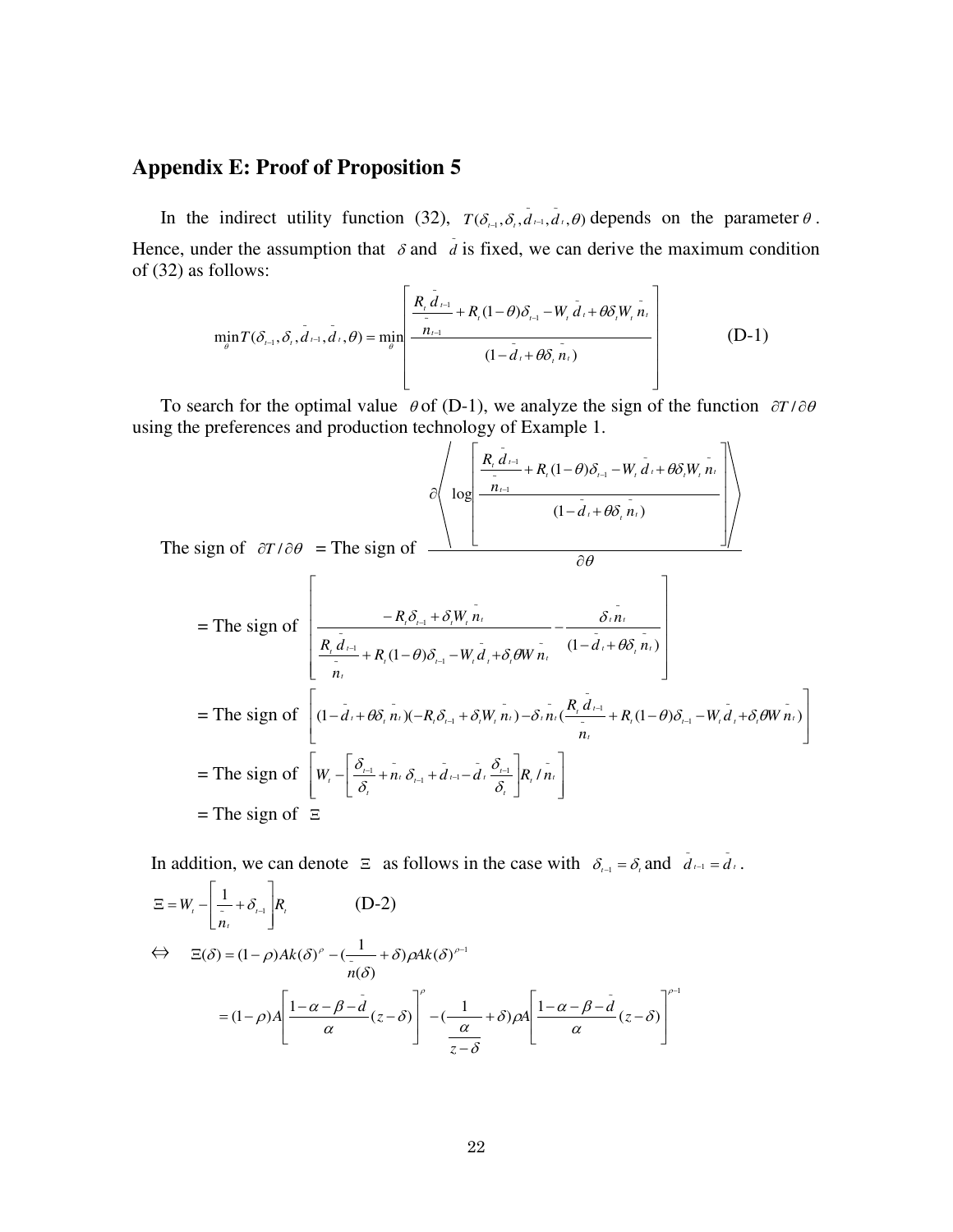## Appendix E: Proof of Proposition 5

In the indirect utility function (32), $T(\delta_{t-1}, \delta_t, \bar{d}_{t-1}, \bar{d}_t, \theta)$ depends on the parameter $\theta$. Hence, under the assumption that $\delta$ and $\bar{d}$ is fixed, we can derive the maximum condition of (32) as follows:

$$\min_{\theta} T(\delta_{t-1}, \delta_t, \bar{d}_{t-1}, \bar{d}_t, \theta) = \min_{\theta} \left[ \frac{\dfrac{R_t \bar{d}_{t-1}}{\bar{n}_{t-1}} + R_t(1-\theta)\delta_{t-1} - W_t \bar{d}_t + \theta \delta_t W_t \bar{n}_t}{(1 - \bar{d}_t + \theta \delta_t \bar{n}_t)} \right] \qquad \text{(D-1)}$$

To search for the optimal value $\theta$ of (D-1), we analyze the sign of the function $\partial T / \partial \theta$ using the preferences and production technology of Example 1.

The sign of $\partial T / \partial \theta$ = The sign of $\dfrac{\partial \left\langle \log \left[ \dfrac{\dfrac{R_t \bar{d}_{t-1}}{\bar{n}_{t-1}} + R_t(1-\theta)\delta_{t-1} - W_t \bar{d}_t + \theta \delta_t W_t \bar{n}_t}{(1 - \bar{d}_t + \theta \delta_t \bar{n}_t)} \right] \right\rangle}{\partial \theta}$

= The sign of $\left[ \dfrac{-R_t \delta_{t-1} + \delta_t W_t \bar{n}_t}{\dfrac{R_t \bar{d}_{t-1}}{\bar{n}_t} + R_t(1-\theta)\delta_{t-1} - W_t \bar{d}_t + \delta_t \theta W \bar{n}_t} - \dfrac{\delta_t \bar{n}_t}{(1 - \bar{d}_t + \theta \delta_t \bar{n}_t)} \right]$

= The sign of $\left[ (1 - \bar{d}_t + \theta \delta_t \bar{n}_t)(-R_t \delta_{t-1} + \delta_t W_t \bar{n}_t) - \delta_t \bar{n}_t \left( \dfrac{R_t \bar{d}_{t-1}}{\bar{n}_t} + R_t(1-\theta)\delta_{t-1} - W_t \bar{d}_t + \delta_t \theta W \bar{n}_t \right) \right]$

= The sign of $\left[ W_t - \left[ \dfrac{\delta_{t-1}}{\delta_t} + \bar{n}_t \delta_{t-1} + \bar{d}_{t-1} - \bar{d}_t \dfrac{\delta_{t-1}}{\delta_t} \right] R_t / \bar{n}_t \right]$

= The sign of $\Xi$

In addition, we can denote $\Xi$ as follows in the case with $\delta_{t-1} = \delta_t$ and $\bar{d}_{t-1} = \bar{d}_t$.

$$\Xi = W_t - \left[ \frac{1}{\bar{n}_t} + \delta_{t-1} \right] R_t \qquad \text{(D-2)}$$

$$\Leftrightarrow \quad \Xi(\delta) = (1-\rho) A k(\delta)^{\rho} - \left( \frac{1}{\bar{n}(\delta)} + \delta \right) \rho A k(\delta)^{\rho - 1}$$

$$= (1-\rho) A \left[ \frac{1 - \alpha - \beta - \bar{d}}{\alpha} (z - \delta) \right]^{\rho} - \left( \frac{1}{\dfrac{\alpha}{z - \delta}} + \delta \right) \rho A \left[ \frac{1 - \alpha - \beta - \bar{d}}{\alpha} (z - \delta) \right]^{\rho - 1}$$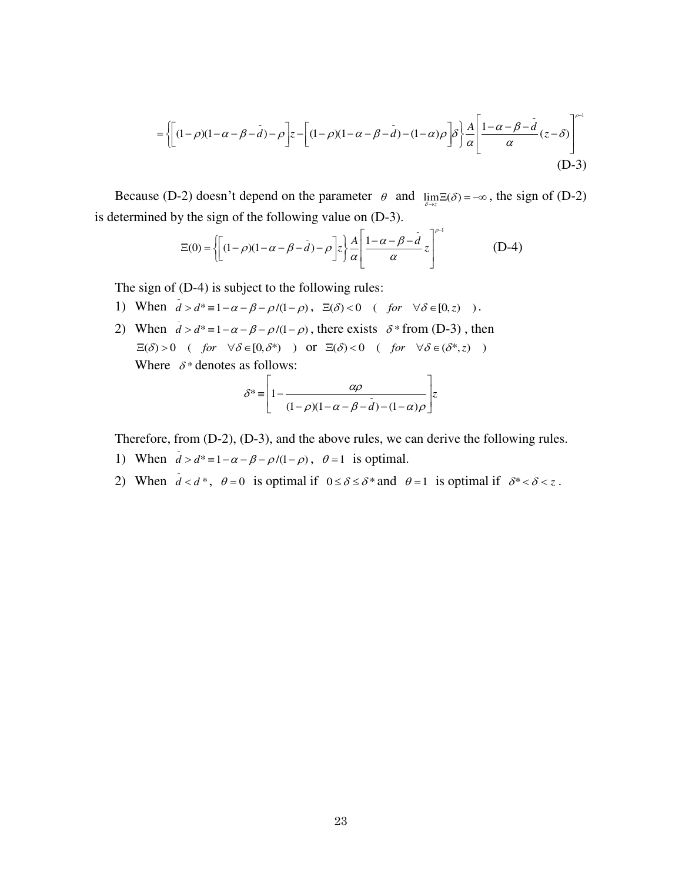$$= \left\{ \left[ (1-\rho)(1-\alpha-\beta-\bar{d})-\rho \right] z - \left[ (1-\rho)(1-\alpha-\beta-\bar{d})-(1-\alpha)\rho \right] \delta \right\} \frac{A}{\alpha} \left[ \frac{1-\alpha-\beta-\bar{d}}{\alpha}(z-\delta) \right]^{\rho-1}$$

(D-3)

Because (D-2) doesn't depend on the parameter $\theta$ and $\lim_{\delta \to z} \Xi(\delta) = -\infty$, the sign of (D-2) is determined by the sign of the following value on (D-3).

$$\Xi(0) = \left\{ \left[ (1-\rho)(1-\alpha-\beta-\bar{d})-\rho \right] z \right\} \frac{A}{\alpha} \left[ \frac{1-\alpha-\beta-\bar{d}}{\alpha} z \right]^{\rho-1} \qquad \text{(D-4)}$$

The sign of (D-4) is subject to the following rules:

1) When $\bar{d} > d^* \equiv 1-\alpha-\beta-\rho/(1-\rho)$, $\Xi(\delta) < 0 \quad ( \; for \quad \forall \delta \in [0, z) \quad )$.
2) When $\bar{d} > d^* \equiv 1-\alpha-\beta-\rho/(1-\rho)$, there exists $\delta^*$ from (D-3), then
   $\Xi(\delta) > 0 \quad ( \; for \quad \forall \delta \in [0, \delta^*) \quad )$ or $\Xi(\delta) < 0 \quad ( \; for \quad \forall \delta \in (\delta^*, z) \quad )$
   Where $\delta^*$ denotes as follows:

$$\delta^* \equiv \left[ 1 - \frac{\alpha\rho}{(1-\rho)(1-\alpha-\beta-\bar{d})-(1-\alpha)\rho} \right] z$$

Therefore, from (D-2), (D-3), and the above rules, we can derive the following rules.

1) When $\bar{d} > d^* \equiv 1-\alpha-\beta-\rho/(1-\rho)$, $\theta = 1$ is optimal.
2) When $\bar{d} < d^*$, $\theta = 0$ is optimal if $0 \le \delta \le \delta^*$ and $\theta = 1$ is optimal if $\delta^* < \delta < z$.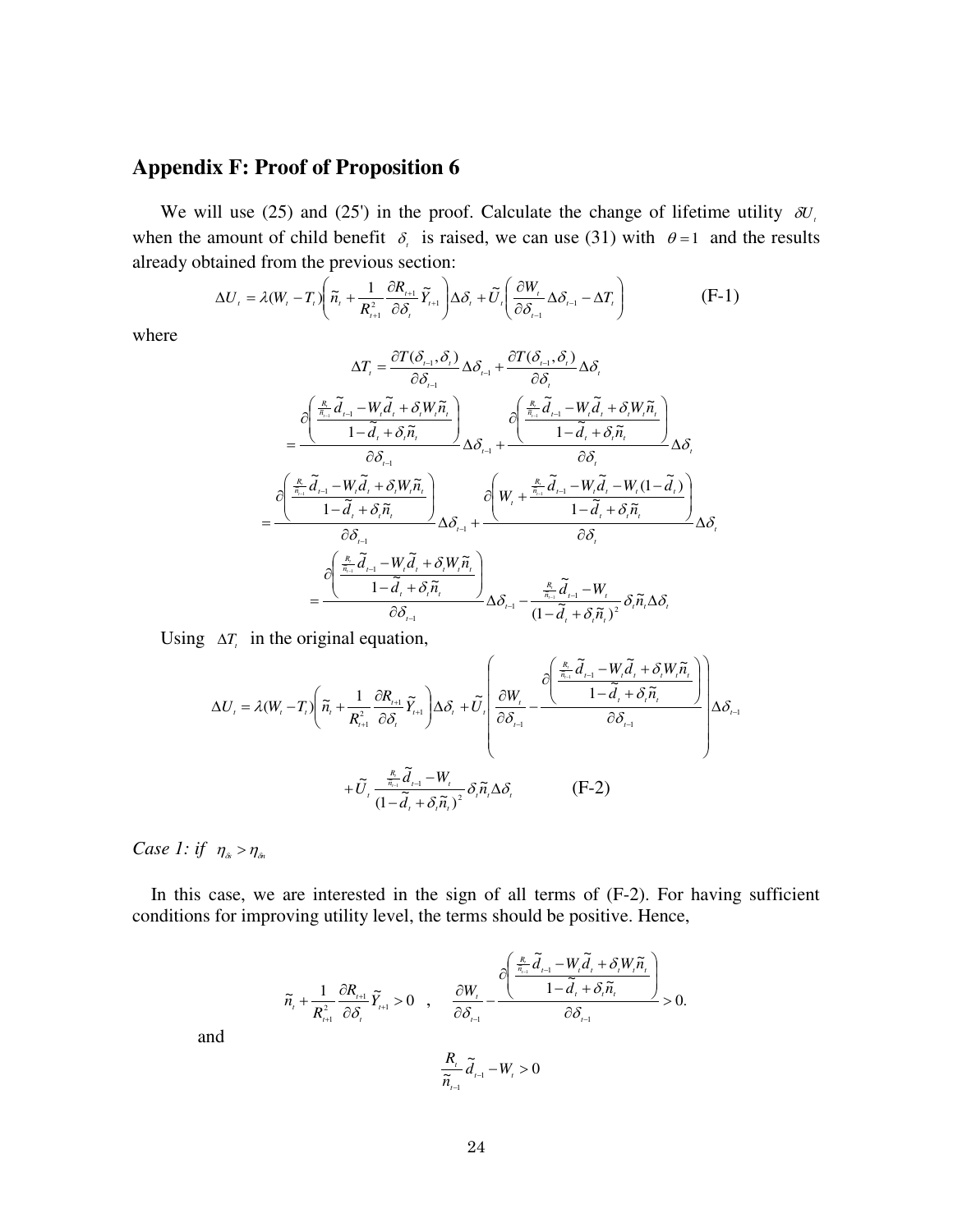## Appendix F: Proof of Proposition 6

We will use (25) and (25') in the proof. Calculate the change of lifetime utility $\delta U_t$ when the amount of child benefit $\delta_t$ is raised, we can use (31) with $\theta = 1$ and the results already obtained from the previous section:

$$\Delta U_t = \lambda(W_t - T_t)\left(\tilde{n}_t + \frac{1}{R_{t+1}^2}\frac{\partial R_{t+1}}{\partial \delta_t}\tilde{Y}_{t+1}\right)\Delta\delta_t + \tilde{U}_t\left(\frac{\partial W_t}{\partial \delta_{t-1}}\Delta\delta_{t-1} - \Delta T_t\right) \tag{F-1}$$

where

$$\Delta T_t = \frac{\partial T(\delta_{t-1},\delta_t)}{\partial \delta_{t-1}}\Delta\delta_{t-1} + \frac{\partial T(\delta_{t-1},\delta_t)}{\partial \delta_t}\Delta\delta_t$$

$$= \frac{\partial\left(\dfrac{\frac{R_t}{\tilde{n}_{t-1}}\tilde{d}_{t-1} - W_t\tilde{d}_t + \delta_t W_t \tilde{n}_t}{1 - \tilde{d}_t + \delta_t \tilde{n}_t}\right)}{\partial \delta_{t-1}}\Delta\delta_{t-1} + \frac{\partial\left(\dfrac{\frac{R_t}{\tilde{n}_{t-1}}\tilde{d}_{t-1} - W_t\tilde{d}_t + \delta_t W_t \tilde{n}_t}{1 - \tilde{d}_t + \delta_t \tilde{n}_t}\right)}{\partial \delta_t}\Delta\delta_t$$

$$= \frac{\partial\left(\dfrac{\frac{R_t}{\tilde{n}_{t-1}}\tilde{d}_{t-1} - W_t\tilde{d}_t + \delta_t W_t \tilde{n}_t}{1 - \tilde{d}_t + \delta_t \tilde{n}_t}\right)}{\partial \delta_{t-1}}\Delta\delta_{t-1} + \frac{\partial\left(W_t + \dfrac{\frac{R_t}{\tilde{n}_{t-1}}\tilde{d}_{t-1} - W_t\tilde{d}_t - W_t(1-\tilde{d}_t)}{1 - \tilde{d}_t + \delta_t \tilde{n}_t}\right)}{\partial \delta_t}\Delta\delta_t$$

$$= \frac{\partial\left(\dfrac{\frac{R_t}{\tilde{n}_{t-1}}\tilde{d}_{t-1} - W_t\tilde{d}_t + \delta_t W_t \tilde{n}_t}{1 - \tilde{d}_t + \delta_t \tilde{n}_t}\right)}{\partial \delta_{t-1}}\Delta\delta_{t-1} - \frac{\frac{R_t}{\tilde{n}_{t-1}}\tilde{d}_{t-1} - W_t}{(1 - \tilde{d}_t + \delta_t \tilde{n}_t)^2}\delta_t \tilde{n}_t \Delta\delta_t$$

Using $\Delta T_t$ in the original equation,

$$\Delta U_t = \lambda(W_t - T_t)\left(\tilde{n}_t + \frac{1}{R_{t+1}^2}\frac{\partial R_{t+1}}{\partial \delta_t}\tilde{Y}_{t+1}\right)\Delta\delta_t + \tilde{U}_t\left(\frac{\partial W_t}{\partial \delta_{t-1}} - \frac{\partial\left(\dfrac{\frac{R_t}{\tilde{n}_{t-1}}\tilde{d}_{t-1} - W_t\tilde{d}_t + \delta_t W_t \tilde{n}_t}{1 - \tilde{d}_t + \delta_t \tilde{n}_t}\right)}{\partial \delta_{t-1}}\right)\Delta\delta_{t-1}$$

$$+ \tilde{U}_t \frac{\frac{R_t}{\tilde{n}_{t-1}}\tilde{d}_{t-1} - W_t}{(1 - \tilde{d}_t + \delta_t \tilde{n}_t)^2}\delta_t \tilde{n}_t \Delta\delta_t \tag{F-2}$$

*Case 1: if* $\eta_{\delta s} > \eta_{\delta n}$

In this case, we are interested in the sign of all terms of (F-2). For having sufficient conditions for improving utility level, the terms should be positive. Hence,

$$\tilde{n}_t + \frac{1}{R_{t+1}^2}\frac{\partial R_{t+1}}{\partial \delta_t}\tilde{Y}_{t+1} > 0 \quad , \quad \frac{\partial W_t}{\partial \delta_{t-1}} - \frac{\partial\left(\dfrac{\frac{R_t}{\tilde{n}_{t-1}}\tilde{d}_{t-1} - W_t\tilde{d}_t + \delta_t W_t \tilde{n}_t}{1 - \tilde{d}_t + \delta_t \tilde{n}_t}\right)}{\partial \delta_{t-1}} > 0.$$

and

$$\frac{R_t}{\tilde{n}_{t-1}}\tilde{d}_{t-1} - W_t > 0$$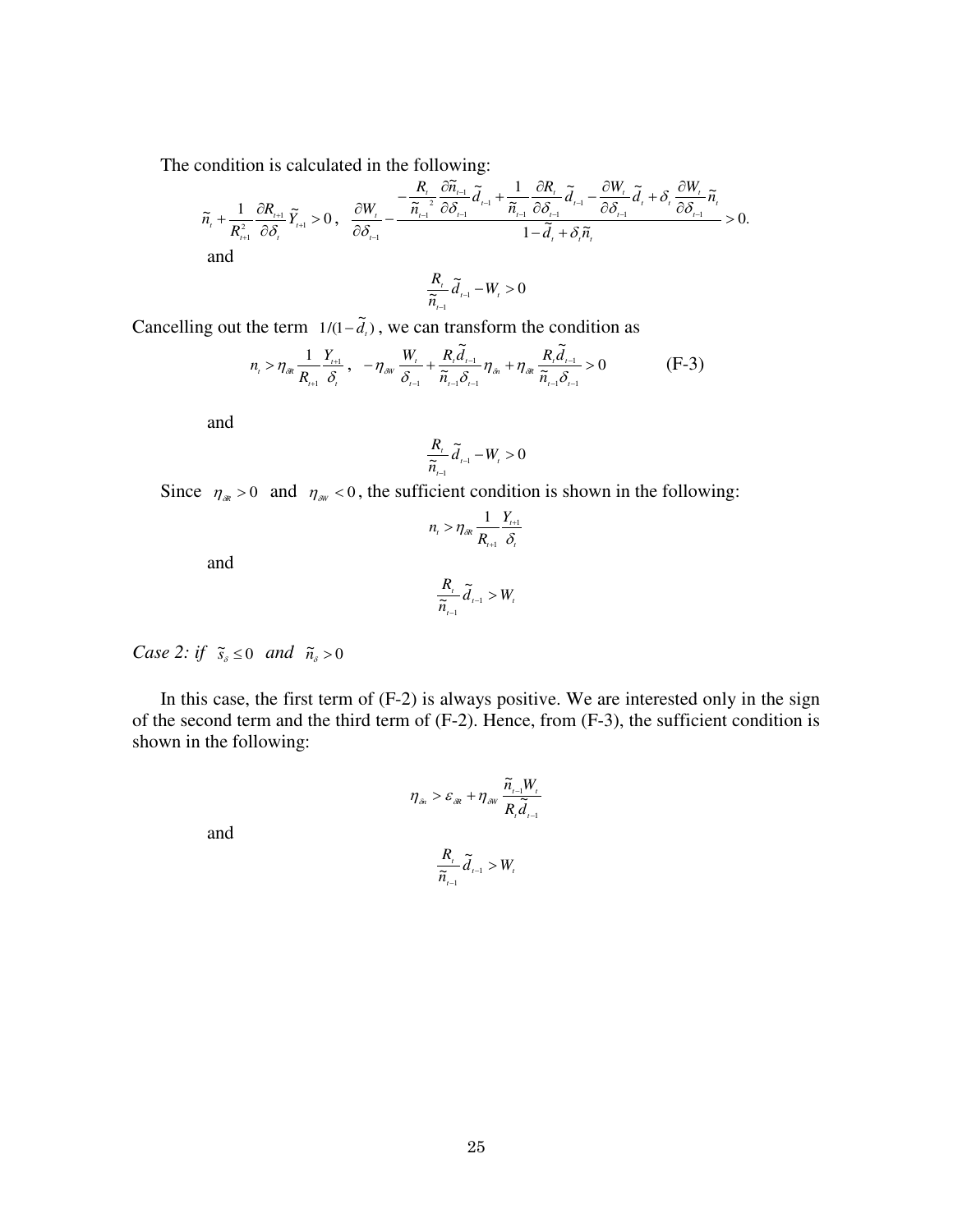The condition is calculated in the following:

$$\tilde{n}_t + \frac{1}{R_{t+1}^2}\frac{\partial R_{t+1}}{\partial \delta_t}\tilde{Y}_{t+1} > 0\,, \quad \frac{\partial W_t}{\partial \delta_{t-1}} - \frac{-\dfrac{R_t}{\tilde{n}_{t-1}{}^2}\dfrac{\partial \tilde{n}_{t-1}}{\partial \delta_{t-1}}\tilde{d}_{t-1} + \dfrac{1}{\tilde{n}_{t-1}}\dfrac{\partial R_t}{\partial \delta_{t-1}}\tilde{d}_{t-1} - \dfrac{\partial W_t}{\partial \delta_{t-1}}\tilde{d}_t + \delta_t \dfrac{\partial W_t}{\partial \delta_{t-1}}\tilde{n}_t}{1 - \tilde{d}_t + \delta_t \tilde{n}_t} > 0.$$

and

$$\frac{R_t}{\tilde{n}_{t-1}}\tilde{d}_{t-1} - W_t > 0$$

Cancelling out the term $1/(1-\tilde{d}_t)$, we can transform the condition as

$$n_t > \eta_{\delta R}\frac{1}{R_{t+1}}\frac{Y_{t+1}}{\delta_t}\,, \quad -\eta_{\delta W}\frac{W_t}{\delta_{t-1}} + \frac{R_t \tilde{d}_{t-1}}{\tilde{n}_{t-1}\delta_{t-1}}\eta_{\delta n} + \eta_{\delta R}\frac{R_t \tilde{d}_{t-1}}{\tilde{n}_{t-1}\delta_{t-1}} > 0 \qquad \text{(F-3)}$$

and

$$\frac{R_t}{\tilde{n}_{t-1}}\tilde{d}_{t-1} - W_t > 0$$

Since $\eta_{\delta R} > 0$ and $\eta_{\delta W} < 0$, the sufficient condition is shown in the following:

$$n_t > \eta_{\delta R}\frac{1}{R_{t+1}}\frac{Y_{t+1}}{\delta_t}$$

and

$$\frac{R_t}{\tilde{n}_{t-1}}\tilde{d}_{t-1} > W_t$$

*Case 2: if* $\tilde{s}_\delta \leq 0$ *and* $\tilde{n}_\delta > 0$

In this case, the first term of (F-2) is always positive. We are interested only in the sign of the second term and the third term of (F-2). Hence, from (F-3), the sufficient condition is shown in the following:

$$\eta_{\delta n} > \varepsilon_{\delta R} + \eta_{\delta W}\frac{\tilde{n}_{t-1}W_t}{R_t \tilde{d}_{t-1}}$$

and

$$\frac{R_t}{\tilde{n}_{t-1}}\tilde{d}_{t-1} > W_t$$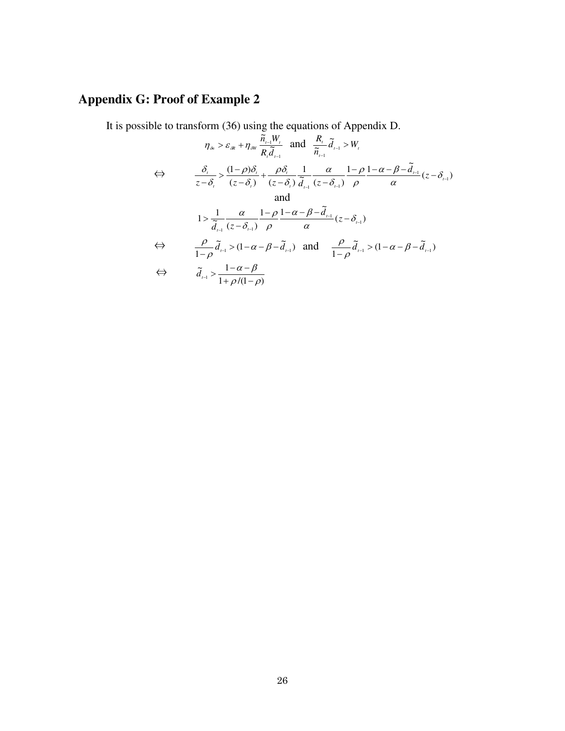## Appendix G: Proof of Example 2

It is possible to transform (36) using the equations of Appendix D.

$$\eta_{\delta n} > \varepsilon_{\delta R} + \eta_{\delta W} \frac{\tilde{n}_{t-1} W_t}{R_t \tilde{d}_{t-1}} \quad \text{and} \quad \frac{R_t}{\tilde{n}_{t-1}} \tilde{d}_{t-1} > W_t$$

$$\Leftrightarrow \qquad \frac{\delta_t}{z-\delta_t} > \frac{(1-\rho)\delta_t}{(z-\delta_t)} + \frac{\rho\delta_t}{(z-\delta_t)} \frac{1}{\tilde{d}_{t-1}} \frac{\alpha}{(z-\delta_{t-1})} \frac{1-\rho}{\rho} \frac{1-\alpha-\beta-\tilde{d}_{t-1}}{\alpha} (z-\delta_{t-1})$$

$$\text{and}$$

$$1 > \frac{1}{\tilde{d}_{t-1}} \frac{\alpha}{(z-\delta_{t-1})} \frac{1-\rho}{\rho} \frac{1-\alpha-\beta-\tilde{d}_{t-1}}{\alpha} (z-\delta_{t-1})$$

$$\Leftrightarrow \qquad \frac{\rho}{1-\rho} \tilde{d}_{t-1} > (1-\alpha-\beta-\tilde{d}_{t-1}) \quad \text{and} \quad \frac{\rho}{1-\rho} \tilde{d}_{t-1} > (1-\alpha-\beta-\tilde{d}_{t-1})$$

$$\Leftrightarrow \qquad \tilde{d}_{t-1} > \frac{1-\alpha-\beta}{1+\rho/(1-\rho)}$$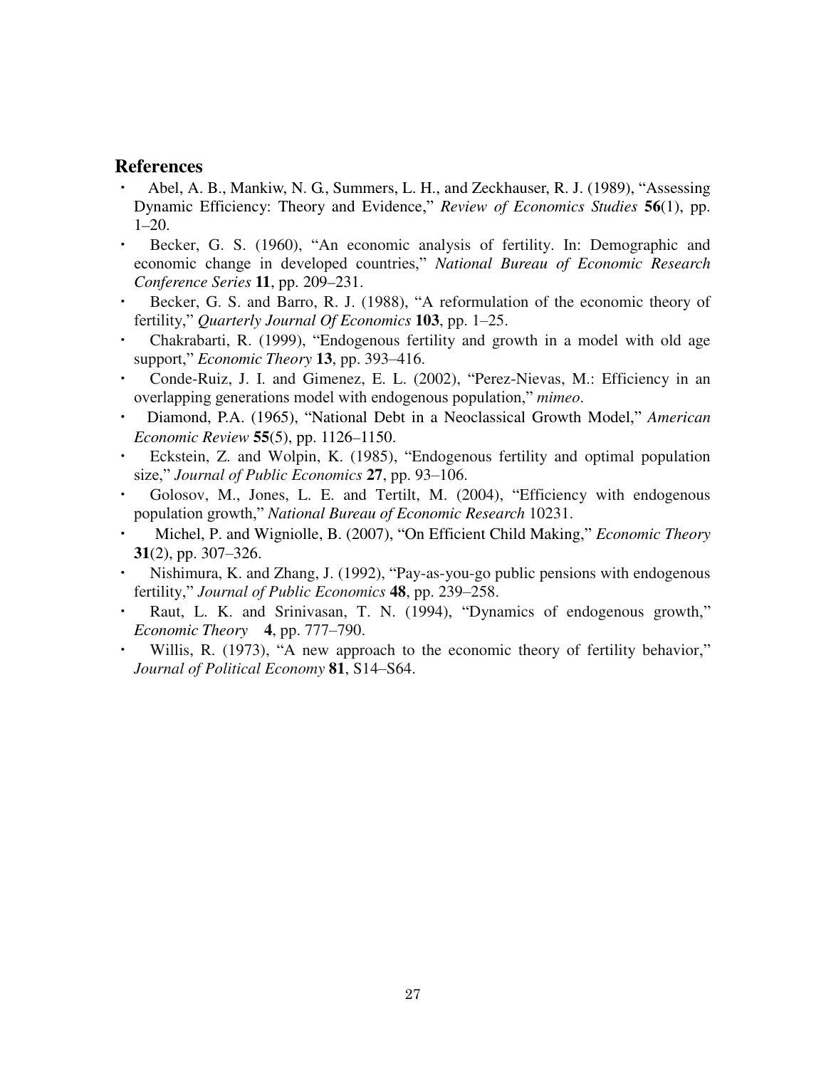## References

- Abel, A. B., Mankiw, N. G., Summers, L. H., and Zeckhauser, R. J. (1989), "Assessing Dynamic Efficiency: Theory and Evidence," *Review of Economics Studies* **56**(1), pp. 1–20.
- Becker, G. S. (1960), "An economic analysis of fertility. In: Demographic and economic change in developed countries," *National Bureau of Economic Research Conference Series* **11**, pp. 209–231.
- Becker, G. S. and Barro, R. J. (1988), "A reformulation of the economic theory of fertility," *Quarterly Journal Of Economics* **103**, pp. 1–25.
- Chakrabarti, R. (1999), "Endogenous fertility and growth in a model with old age support," *Economic Theory* **13**, pp. 393–416.
- Conde-Ruiz, J. I. and Gimenez, E. L. (2002), "Perez-Nievas, M.: Efficiency in an overlapping generations model with endogenous population," *mimeo*.
- Diamond, P.A. (1965), "National Debt in a Neoclassical Growth Model," *American Economic Review* **55**(5), pp. 1126–1150.
- Eckstein, Z. and Wolpin, K. (1985), "Endogenous fertility and optimal population size," *Journal of Public Economics* **27**, pp. 93–106.
- Golosov, M., Jones, L. E. and Tertilt, M. (2004), "Efficiency with endogenous population growth," *National Bureau of Economic Research* 10231.
- Michel, P. and Wigniolle, B. (2007), "On Efficient Child Making," *Economic Theory* **31**(2), pp. 307–326.
- Nishimura, K. and Zhang, J. (1992), "Pay-as-you-go public pensions with endogenous fertility," *Journal of Public Economics* **48**, pp. 239–258.
- Raut, L. K. and Srinivasan, T. N. (1994), "Dynamics of endogenous growth," *Economic Theory* **4**, pp. 777–790.
- Willis, R. (1973), "A new approach to the economic theory of fertility behavior," *Journal of Political Economy* **81**, S14–S64.